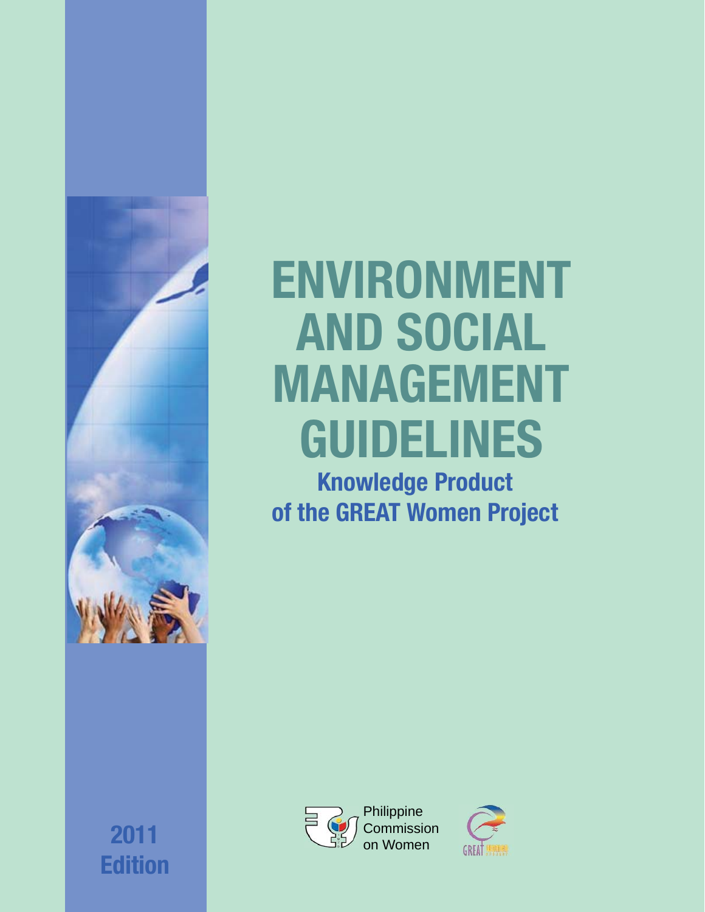# ENVIRONMENT AND SOCIAL MANAGEMENT GUIDELINES

## Knowledge Product of the GREAT Women Project

Philippine Commission on Women

2011 Edition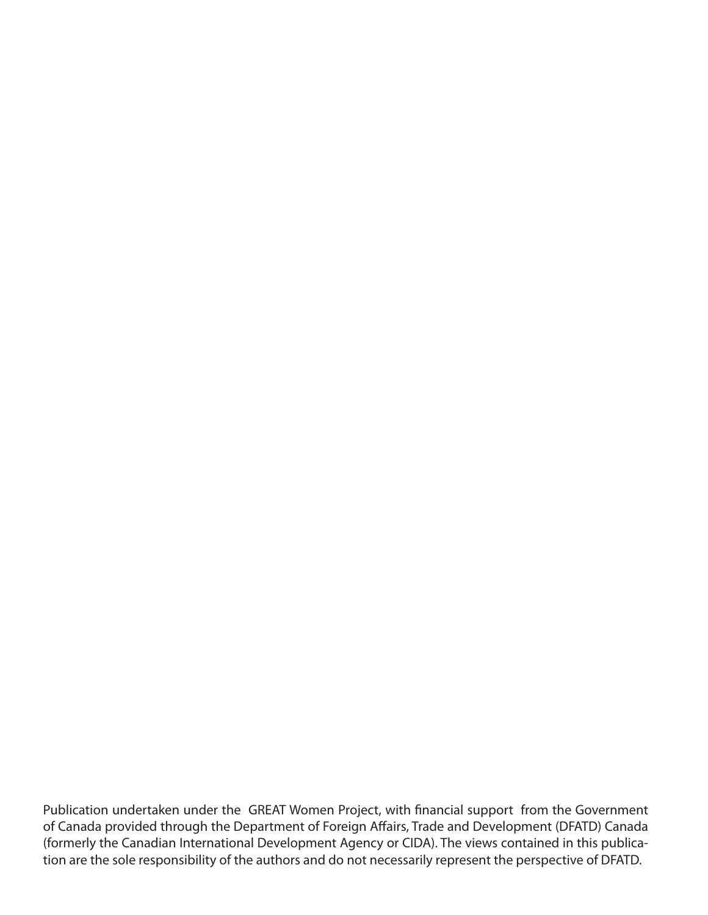Publication undertaken under the GREAT Women Project, with financial support from the Government of Canada provided through the Department of Foreign Affairs, Trade and Development (DFATD) Canada (formerly the Canadian International Development Agency or CIDA). The views contained in this publication are the sole responsibility of the authors and do not necessarily represent the perspective of DFATD.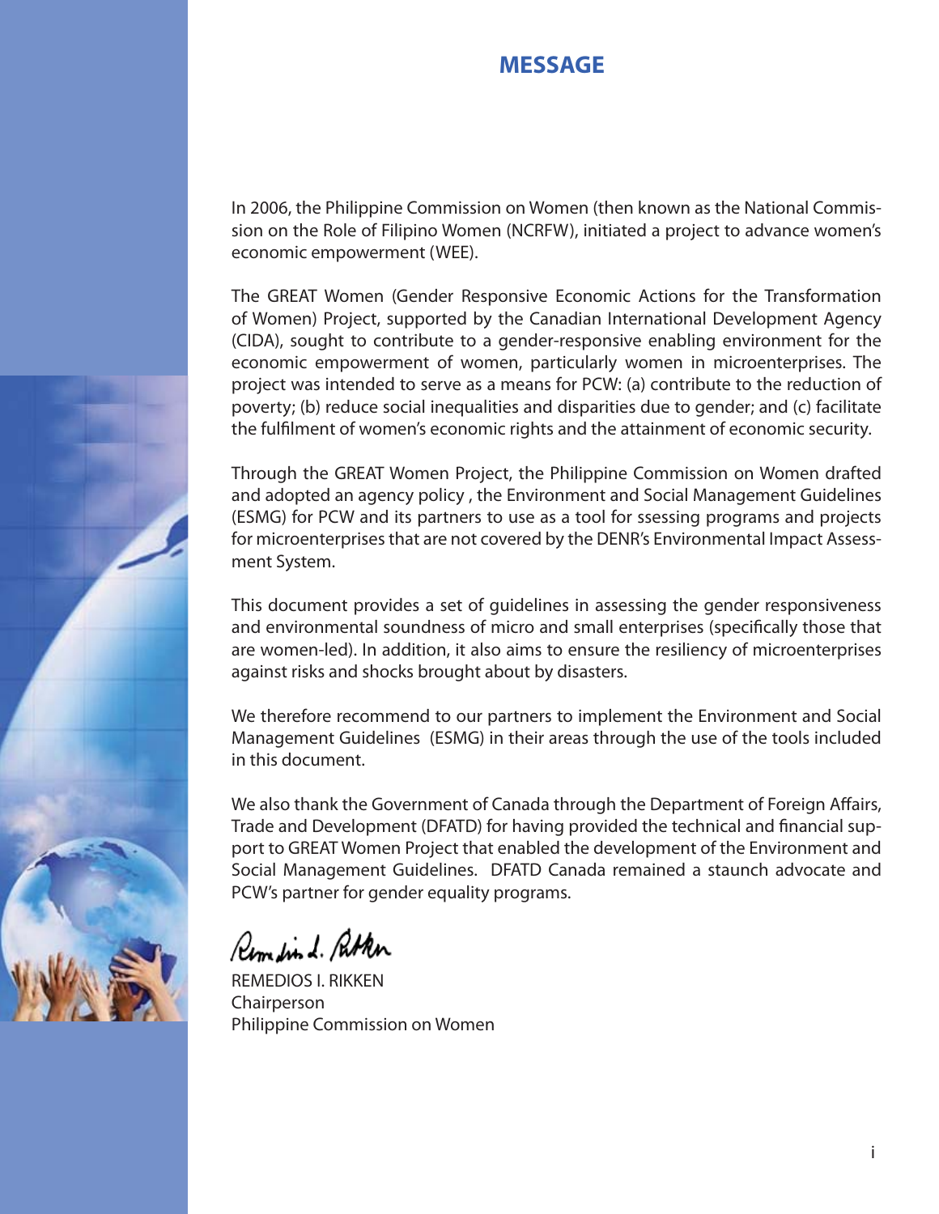# MESSAGE

In 2006, the Philippine Commission on Women (then known as the National Commission on the Role of Filipino Women (NCRFW), initiated a project to advance women's economic empowerment (WEE).

The GREAT Women (Gender Responsive Economic Actions for the Transformation of Women) Project, supported by the Canadian International Development Agency (CIDA), sought to contribute to a gender-responsive enabling environment for the economic empowerment of women, particularly women in microenterprises. The project was intended to serve as a means for PCW: (a) contribute to the reduction of poverty; (b) reduce social inequalities and disparities due to gender; and (c) facilitate the fulfilment of women's economic rights and the attainment of economic security.

Through the GREAT Women Project, the Philippine Commission on Women drafted and adopted an agency policy , the Environment and Social Management Guidelines (ESMG) for PCW and its partners to use as a tool for ssessing programs and projects for microenterprises that are not covered by the DENR's Environmental Impact Assessment System.

This document provides a set of guidelines in assessing the gender responsiveness and environmental soundness of micro and small enterprises (specifically those that are women-led). In addition, it also aims to ensure the resiliency of microenterprises against risks and shocks brought about by disasters.

We therefore recommend to our partners to implement the Environment and Social Management Guidelines (ESMG) in their areas through the use of the tools included in this document.

We also thank the Government of Canada through the Department of Foreign Affairs, Trade and Development (DFATD) for having provided the technical and financial support to GREAT Women Project that enabled the development of the Environment and Social Management Guidelines. DFATD Canada remained a staunch advocate and PCW's partner for gender equality programs.

REMEDIOS I. RIKKEN
Chairperson
Philippine Commission on Women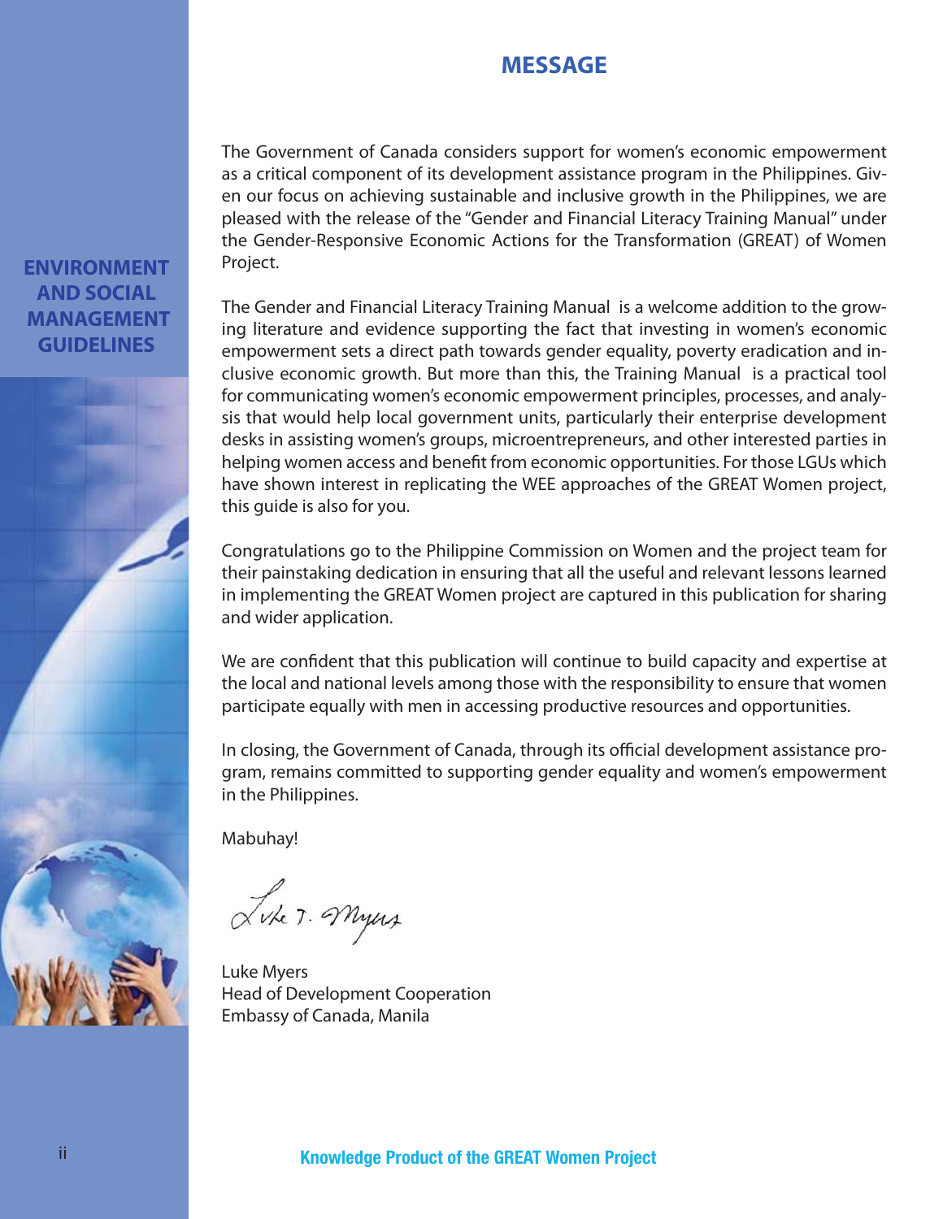# MESSAGE

The Government of Canada considers support for women's economic empowerment as a critical component of its development assistance program in the Philippines. Given our focus on achieving sustainable and inclusive growth in the Philippines, we are pleased with the release of the "Gender and Financial Literacy Training Manual" under the Gender-Responsive Economic Actions for the Transformation (GREAT) of Women Project.

The Gender and Financial Literacy Training Manual is a welcome addition to the growing literature and evidence supporting the fact that investing in women's economic empowerment sets a direct path towards gender equality, poverty eradication and inclusive economic growth. But more than this, the Training Manual is a practical tool for communicating women's economic empowerment principles, processes, and analysis that would help local government units, particularly their enterprise development desks in assisting women's groups, microentrepreneurs, and other interested parties in helping women access and benefit from economic opportunities. For those LGUs which have shown interest in replicating the WEE approaches of the GREAT Women project, this guide is also for you.

Congratulations go to the Philippine Commission on Women and the project team for their painstaking dedication in ensuring that all the useful and relevant lessons learned in implementing the GREAT Women project are captured in this publication for sharing and wider application.

We are confident that this publication will continue to build capacity and expertise at the local and national levels among those with the responsibility to ensure that women participate equally with men in accessing productive resources and opportunities.

In closing, the Government of Canada, through its official development assistance program, remains committed to supporting gender equality and women's empowerment in the Philippines.

Mabuhay!

Luke Myers
Head of Development Cooperation
Embassy of Canada, Manila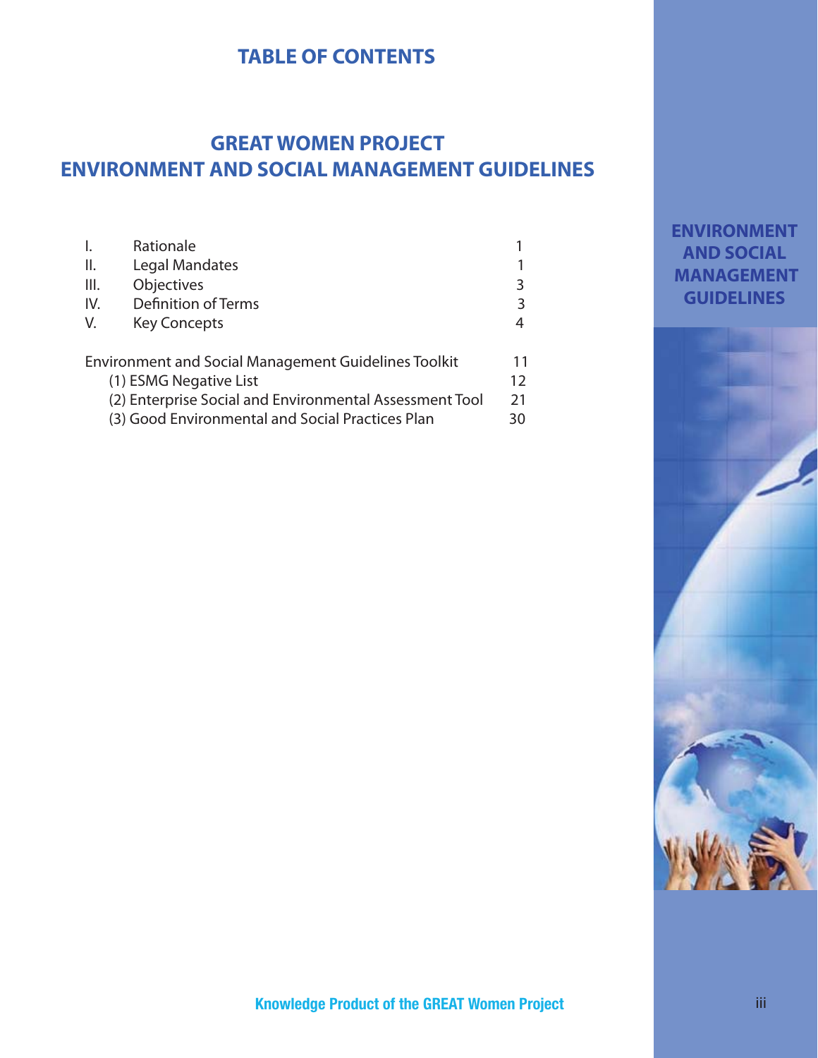# TABLE OF CONTENTS

## GREAT WOMEN PROJECT
## ENVIRONMENT AND SOCIAL MANAGEMENT GUIDELINES

| | | |
|---|---|---|
| I. | Rationale | 1 |
| II. | Legal Mandates | 1 |
| III. | Objectives | 3 |
| IV. | Definition of Terms | 3 |
| V. | Key Concepts | 4 |

| | |
|---|---|
| Environment and Social Management Guidelines Toolkit | 11 |
| (1) ESMG Negative List | 12 |
| (2) Enterprise Social and Environmental Assessment Tool | 21 |
| (3) Good Environmental and Social Practices Plan | 30 |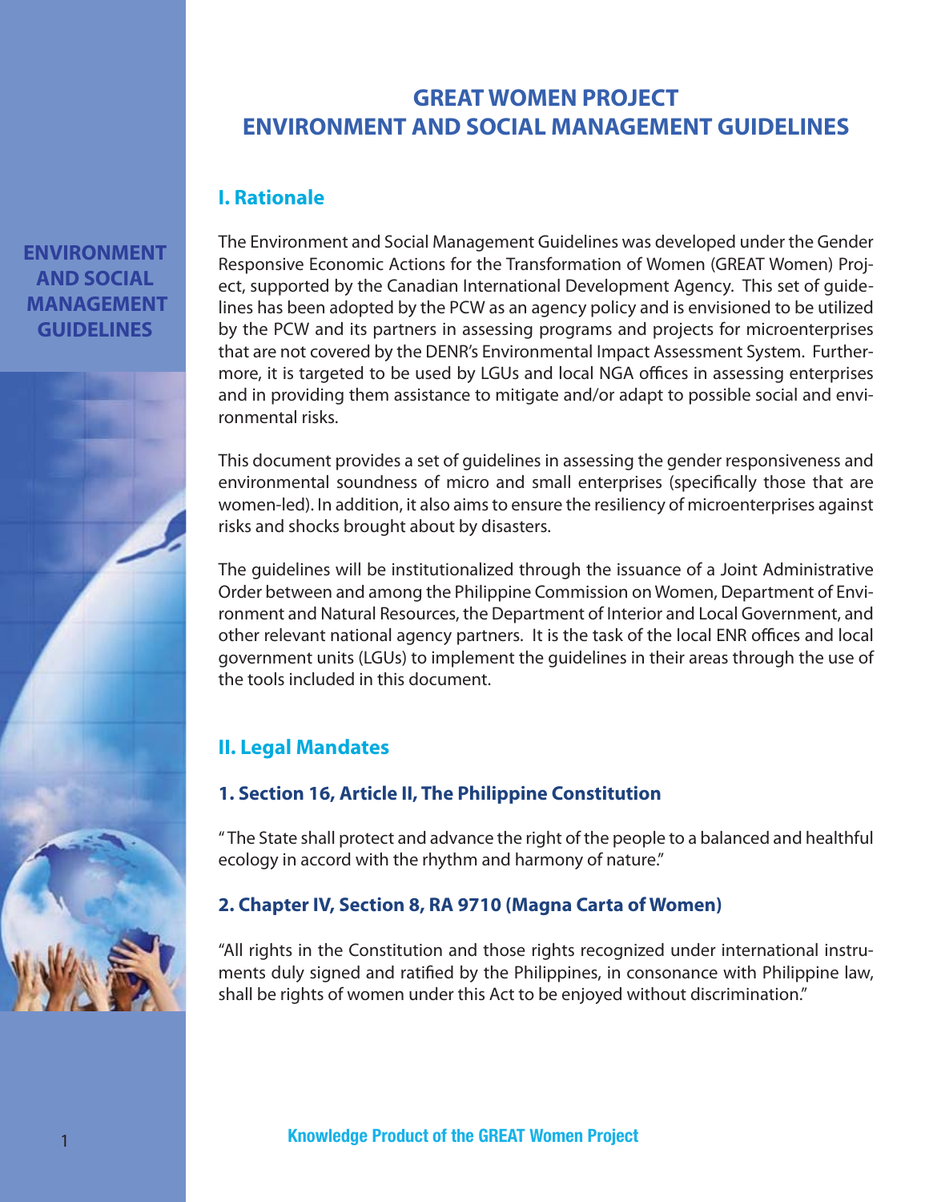# GREAT WOMEN PROJECT
# ENVIRONMENT AND SOCIAL MANAGEMENT GUIDELINES

## I. Rationale

The Environment and Social Management Guidelines was developed under the Gender Responsive Economic Actions for the Transformation of Women (GREAT Women) Project, supported by the Canadian International Development Agency. This set of guidelines has been adopted by the PCW as an agency policy and is envisioned to be utilized by the PCW and its partners in assessing programs and projects for microenterprises that are not covered by the DENR's Environmental Impact Assessment System. Furthermore, it is targeted to be used by LGUs and local NGA offices in assessing enterprises and in providing them assistance to mitigate and/or adapt to possible social and environmental risks.

This document provides a set of guidelines in assessing the gender responsiveness and environmental soundness of micro and small enterprises (specifically those that are women-led). In addition, it also aims to ensure the resiliency of microenterprises against risks and shocks brought about by disasters.

The guidelines will be institutionalized through the issuance of a Joint Administrative Order between and among the Philippine Commission on Women, Department of Environment and Natural Resources, the Department of Interior and Local Government, and other relevant national agency partners. It is the task of the local ENR offices and local government units (LGUs) to implement the guidelines in their areas through the use of the tools included in this document.

## II. Legal Mandates

### 1. Section 16, Article II, The Philippine Constitution

" The State shall protect and advance the right of the people to a balanced and healthful ecology in accord with the rhythm and harmony of nature."

### 2. Chapter IV, Section 8, RA 9710 (Magna Carta of Women)

"All rights in the Constitution and those rights recognized under international instruments duly signed and ratified by the Philippines, in consonance with Philippine law, shall be rights of women under this Act to be enjoyed without discrimination."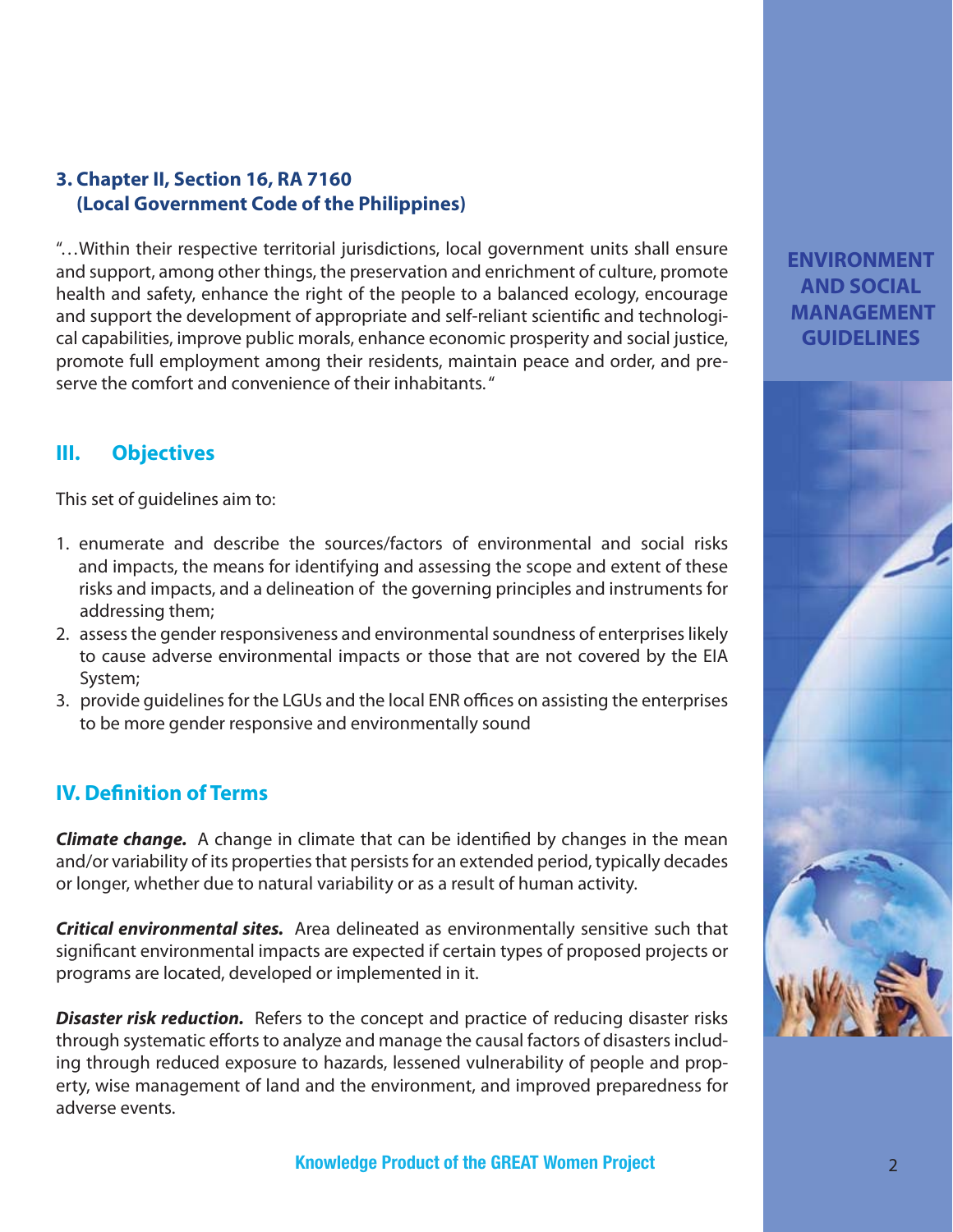### 3. Chapter II, Section 16, RA 7160
### (Local Government Code of the Philippines)

"…Within their respective territorial jurisdictions, local government units shall ensure and support, among other things, the preservation and enrichment of culture, promote health and safety, enhance the right of the people to a balanced ecology, encourage and support the development of appropriate and self-reliant scientific and technological capabilities, improve public morals, enhance economic prosperity and social justice, promote full employment among their residents, maintain peace and order, and preserve the comfort and convenience of their inhabitants."

## III. Objectives

This set of guidelines aim to:

1. enumerate and describe the sources/factors of environmental and social risks and impacts, the means for identifying and assessing the scope and extent of these risks and impacts, and a delineation of the governing principles and instruments for addressing them;
2. assess the gender responsiveness and environmental soundness of enterprises likely to cause adverse environmental impacts or those that are not covered by the EIA System;
3. provide guidelines for the LGUs and the local ENR offices on assisting the enterprises to be more gender responsive and environmentally sound

## IV. Definition of Terms

***Climate change.*** A change in climate that can be identified by changes in the mean and/or variability of its properties that persists for an extended period, typically decades or longer, whether due to natural variability or as a result of human activity.

***Critical environmental sites.*** Area delineated as environmentally sensitive such that significant environmental impacts are expected if certain types of proposed projects or programs are located, developed or implemented in it.

***Disaster risk reduction.*** Refers to the concept and practice of reducing disaster risks through systematic efforts to analyze and manage the causal factors of disasters including through reduced exposure to hazards, lessened vulnerability of people and property, wise management of land and the environment, and improved preparedness for adverse events.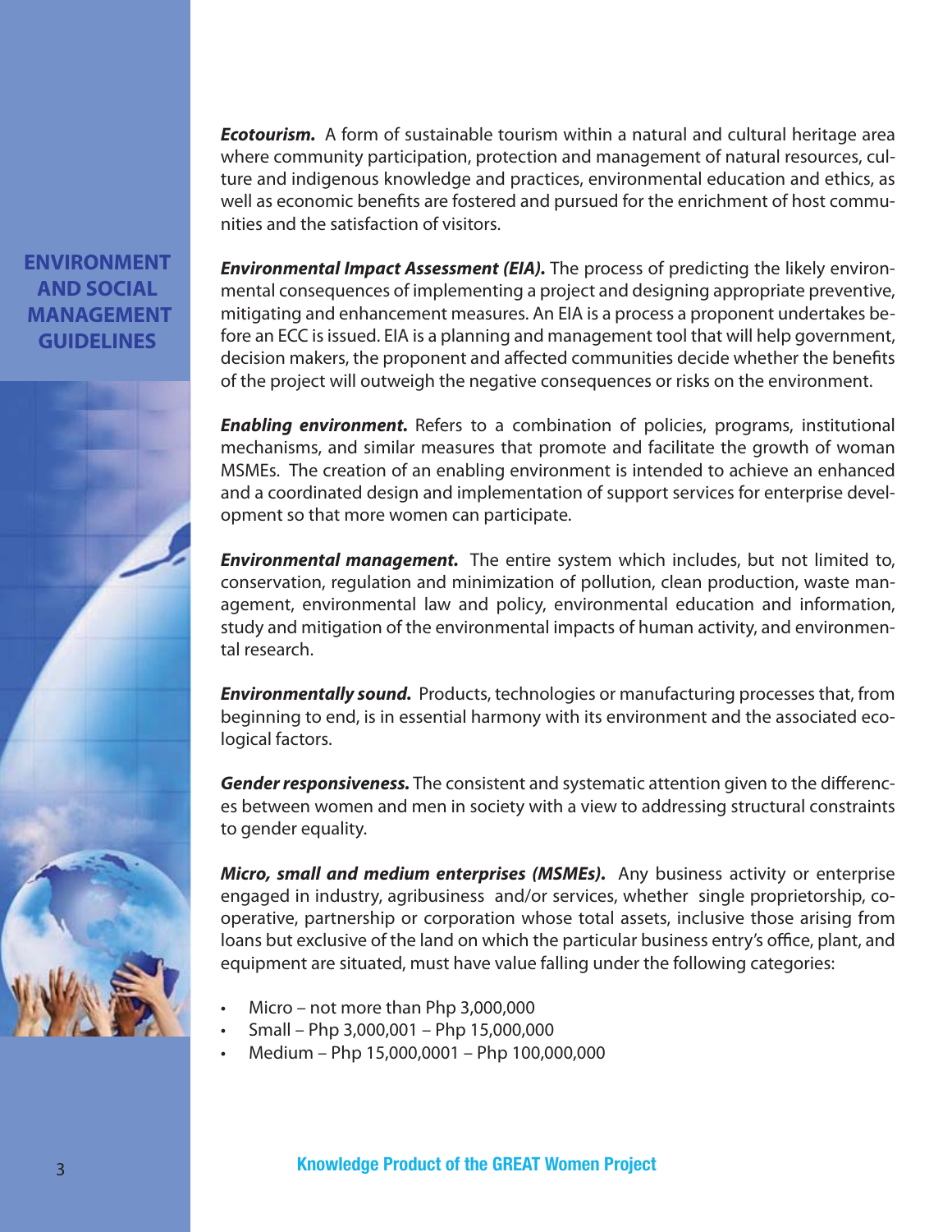***Ecotourism.*** A form of sustainable tourism within a natural and cultural heritage area where community participation, protection and management of natural resources, culture and indigenous knowledge and practices, environmental education and ethics, as well as economic benefits are fostered and pursued for the enrichment of host communities and the satisfaction of visitors.

***Environmental Impact Assessment (EIA).*** The process of predicting the likely environmental consequences of implementing a project and designing appropriate preventive, mitigating and enhancement measures. An EIA is a process a proponent undertakes before an ECC is issued. EIA is a planning and management tool that will help government, decision makers, the proponent and affected communities decide whether the benefits of the project will outweigh the negative consequences or risks on the environment.

***Enabling environment.*** Refers to a combination of policies, programs, institutional mechanisms, and similar measures that promote and facilitate the growth of woman MSMEs. The creation of an enabling environment is intended to achieve an enhanced and a coordinated design and implementation of support services for enterprise development so that more women can participate.

***Environmental management.*** The entire system which includes, but not limited to, conservation, regulation and minimization of pollution, clean production, waste management, environmental law and policy, environmental education and information, study and mitigation of the environmental impacts of human activity, and environmental research.

***Environmentally sound.*** Products, technologies or manufacturing processes that, from beginning to end, is in essential harmony with its environment and the associated ecological factors.

***Gender responsiveness.*** The consistent and systematic attention given to the differences between women and men in society with a view to addressing structural constraints to gender equality.

***Micro, small and medium enterprises (MSMEs).*** Any business activity or enterprise engaged in industry, agribusiness and/or services, whether single proprietorship, cooperative, partnership or corporation whose total assets, inclusive those arising from loans but exclusive of the land on which the particular business entry's office, plant, and equipment are situated, must have value falling under the following categories:

- Micro – not more than Php 3,000,000
- Small – Php 3,000,001 – Php 15,000,000
- Medium – Php 15,000,0001 – Php 100,000,000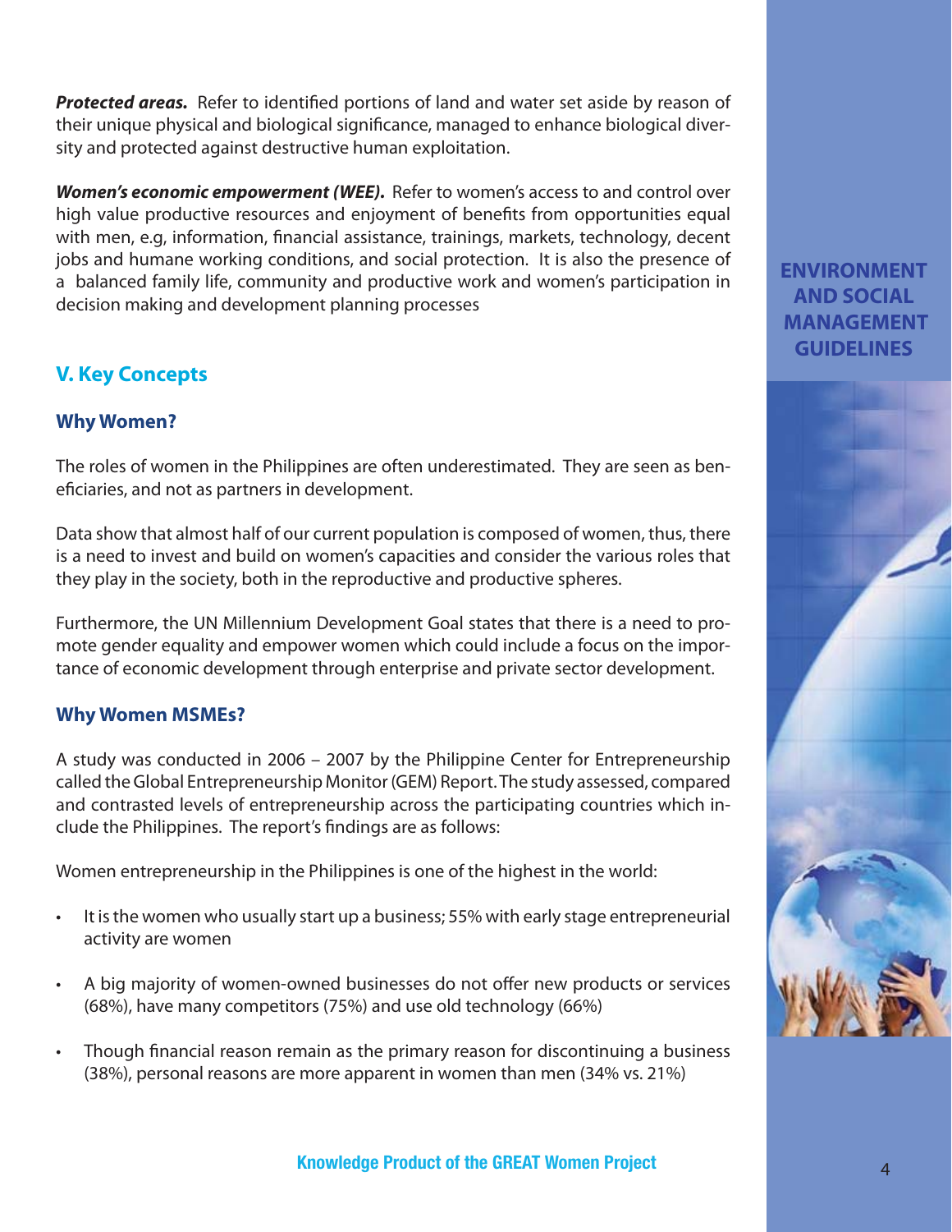***Protected areas.*** Refer to identified portions of land and water set aside by reason of their unique physical and biological significance, managed to enhance biological diversity and protected against destructive human exploitation.

***Women's economic empowerment (WEE).*** Refer to women's access to and control over high value productive resources and enjoyment of benefits from opportunities equal with men, e.g, information, financial assistance, trainings, markets, technology, decent jobs and humane working conditions, and social protection. It is also the presence of a balanced family life, community and productive work and women's participation in decision making and development planning processes

## V. Key Concepts

### Why Women?

The roles of women in the Philippines are often underestimated. They are seen as beneficiaries, and not as partners in development.

Data show that almost half of our current population is composed of women, thus, there is a need to invest and build on women's capacities and consider the various roles that they play in the society, both in the reproductive and productive spheres.

Furthermore, the UN Millennium Development Goal states that there is a need to promote gender equality and empower women which could include a focus on the importance of economic development through enterprise and private sector development.

### Why Women MSMEs?

A study was conducted in 2006 – 2007 by the Philippine Center for Entrepreneurship called the Global Entrepreneurship Monitor (GEM) Report. The study assessed, compared and contrasted levels of entrepreneurship across the participating countries which include the Philippines. The report's findings are as follows:

Women entrepreneurship in the Philippines is one of the highest in the world:

- It is the women who usually start up a business; 55% with early stage entrepreneurial activity are women
- A big majority of women-owned businesses do not offer new products or services (68%), have many competitors (75%) and use old technology (66%)
- Though financial reason remain as the primary reason for discontinuing a business (38%), personal reasons are more apparent in women than men (34% vs. 21%)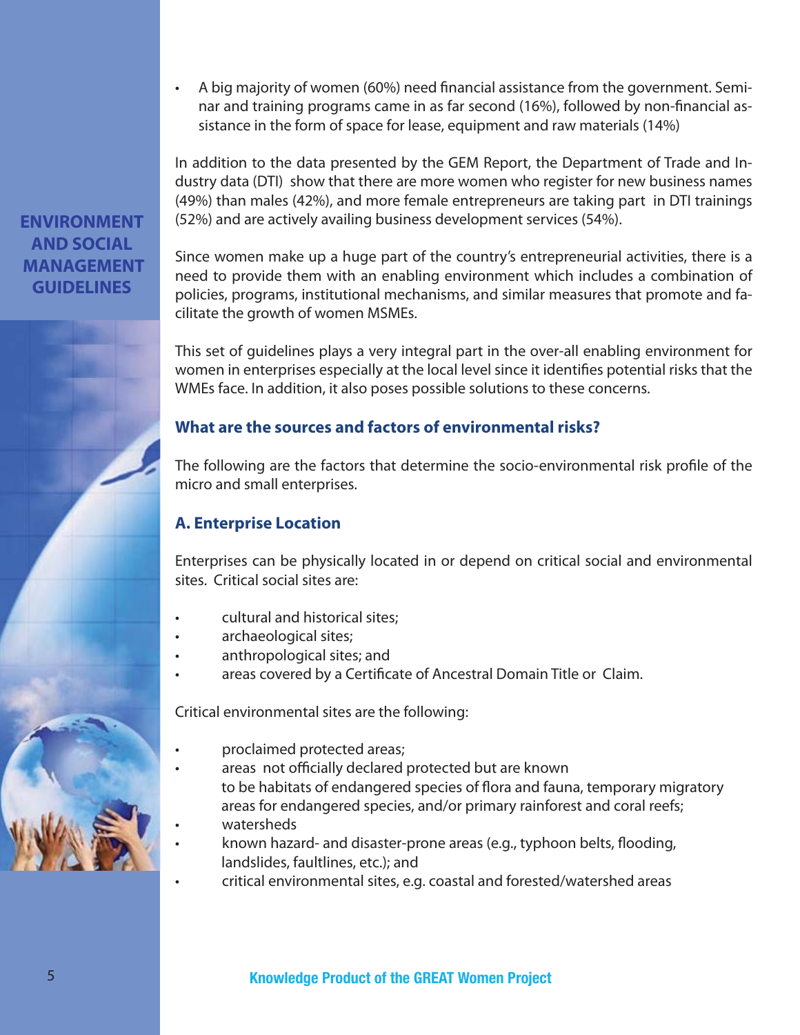- A big majority of women (60%) need financial assistance from the government. Seminar and training programs came in as far second (16%), followed by non-financial assistance in the form of space for lease, equipment and raw materials (14%)

In addition to the data presented by the GEM Report, the Department of Trade and Industry data (DTI) show that there are more women who register for new business names (49%) than males (42%), and more female entrepreneurs are taking part in DTI trainings (52%) and are actively availing business development services (54%).

Since women make up a huge part of the country's entrepreneurial activities, there is a need to provide them with an enabling environment which includes a combination of policies, programs, institutional mechanisms, and similar measures that promote and facilitate the growth of women MSMEs.

This set of guidelines plays a very integral part in the over-all enabling environment for women in enterprises especially at the local level since it identifies potential risks that the WMEs face. In addition, it also poses possible solutions to these concerns.

## What are the sources and factors of environmental risks?

The following are the factors that determine the socio-environmental risk profile of the micro and small enterprises.

### A. Enterprise Location

Enterprises can be physically located in or depend on critical social and environmental sites. Critical social sites are:

- cultural and historical sites;
- archaeological sites;
- anthropological sites; and
- areas covered by a Certificate of Ancestral Domain Title or Claim.

Critical environmental sites are the following:

- proclaimed protected areas;
- areas not officially declared protected but are known to be habitats of endangered species of flora and fauna, temporary migratory areas for endangered species, and/or primary rainforest and coral reefs;
- watersheds
- known hazard- and disaster-prone areas (e.g., typhoon belts, flooding, landslides, faultlines, etc.); and
- critical environmental sites, e.g. coastal and forested/watershed areas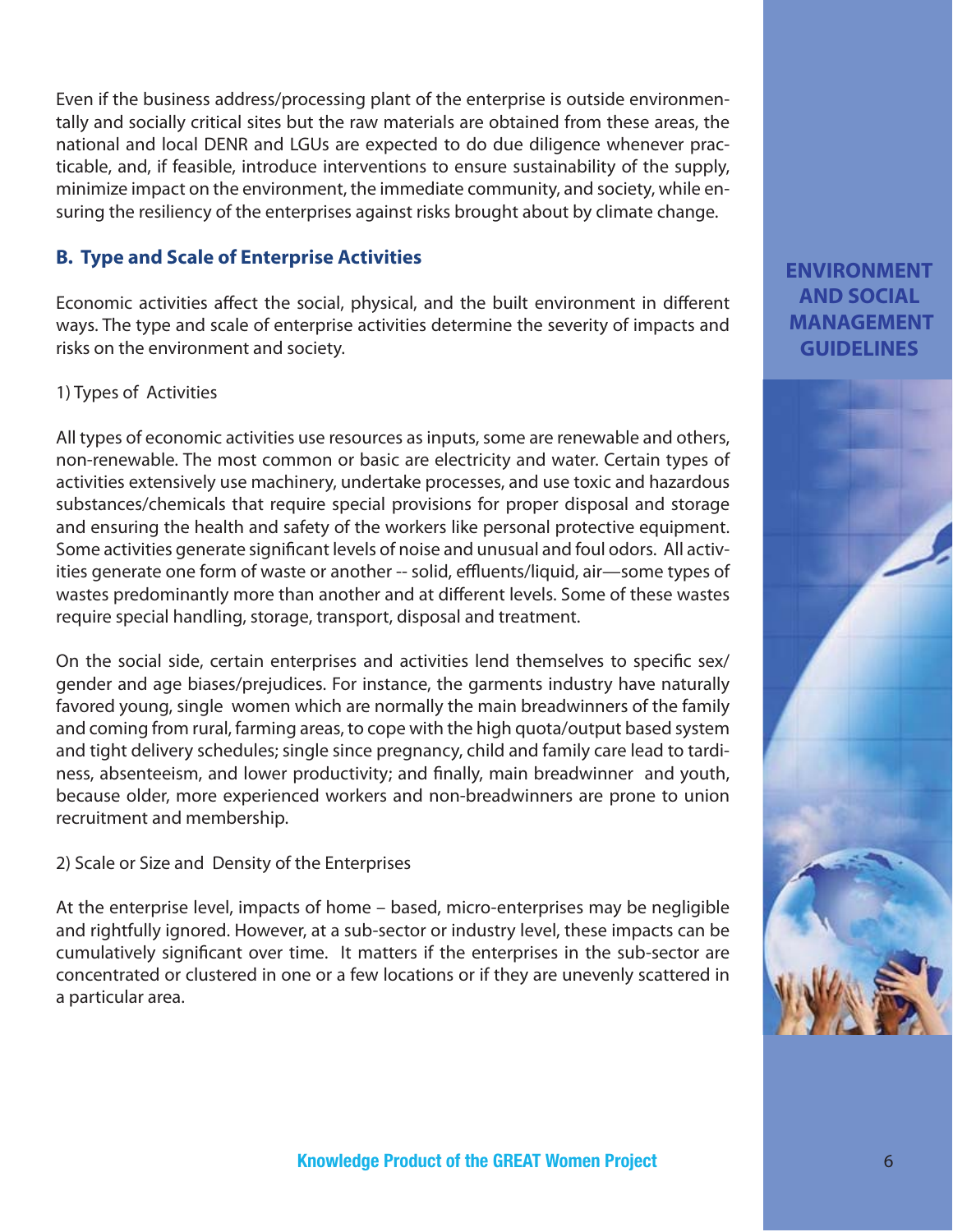Even if the business address/processing plant of the enterprise is outside environmentally and socially critical sites but the raw materials are obtained from these areas, the national and local DENR and LGUs are expected to do due diligence whenever practicable, and, if feasible, introduce interventions to ensure sustainability of the supply, minimize impact on the environment, the immediate community, and society, while ensuring the resiliency of the enterprises against risks brought about by climate change.

## B. Type and Scale of Enterprise Activities

Economic activities affect the social, physical, and the built environment in different ways. The type and scale of enterprise activities determine the severity of impacts and risks on the environment and society.

1) Types of Activities

All types of economic activities use resources as inputs, some are renewable and others, non-renewable. The most common or basic are electricity and water. Certain types of activities extensively use machinery, undertake processes, and use toxic and hazardous substances/chemicals that require special provisions for proper disposal and storage and ensuring the health and safety of the workers like personal protective equipment. Some activities generate significant levels of noise and unusual and foul odors. All activities generate one form of waste or another -- solid, effluents/liquid, air—some types of wastes predominantly more than another and at different levels. Some of these wastes require special handling, storage, transport, disposal and treatment.

On the social side, certain enterprises and activities lend themselves to specific sex/gender and age biases/prejudices. For instance, the garments industry have naturally favored young, single women which are normally the main breadwinners of the family and coming from rural, farming areas, to cope with the high quota/output based system and tight delivery schedules; single since pregnancy, child and family care lead to tardiness, absenteeism, and lower productivity; and finally, main breadwinner and youth, because older, more experienced workers and non-breadwinners are prone to union recruitment and membership.

2) Scale or Size and Density of the Enterprises

At the enterprise level, impacts of home – based, micro-enterprises may be negligible and rightfully ignored. However, at a sub-sector or industry level, these impacts can be cumulatively significant over time. It matters if the enterprises in the sub-sector are concentrated or clustered in one or a few locations or if they are unevenly scattered in a particular area.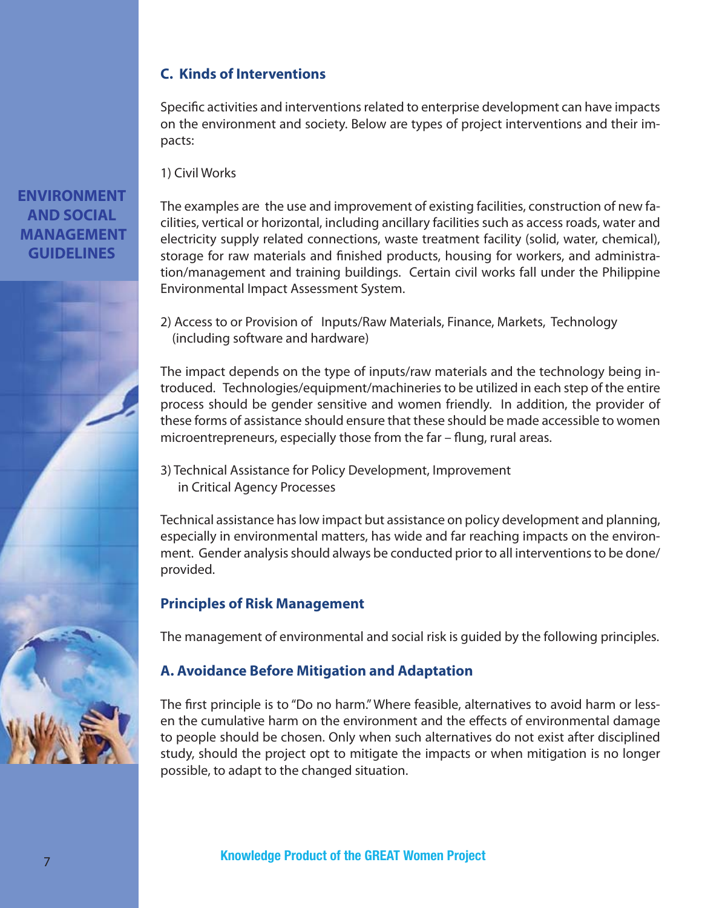### C. Kinds of Interventions

Specific activities and interventions related to enterprise development can have impacts on the environment and society. Below are types of project interventions and their impacts:

1) Civil Works

The examples are the use and improvement of existing facilities, construction of new facilities, vertical or horizontal, including ancillary facilities such as access roads, water and electricity supply related connections, waste treatment facility (solid, water, chemical), storage for raw materials and finished products, housing for workers, and administration/management and training buildings. Certain civil works fall under the Philippine Environmental Impact Assessment System.

2) Access to or Provision of Inputs/Raw Materials, Finance, Markets, Technology (including software and hardware)

The impact depends on the type of inputs/raw materials and the technology being introduced. Technologies/equipment/machineries to be utilized in each step of the entire process should be gender sensitive and women friendly. In addition, the provider of these forms of assistance should ensure that these should be made accessible to women microentrepreneurs, especially those from the far – flung, rural areas.

3) Technical Assistance for Policy Development, Improvement in Critical Agency Processes

Technical assistance has low impact but assistance on policy development and planning, especially in environmental matters, has wide and far reaching impacts on the environment. Gender analysis should always be conducted prior to all interventions to be done/provided.

## Principles of Risk Management

The management of environmental and social risk is guided by the following principles.

### A. Avoidance Before Mitigation and Adaptation

The first principle is to "Do no harm." Where feasible, alternatives to avoid harm or lessen the cumulative harm on the environment and the effects of environmental damage to people should be chosen. Only when such alternatives do not exist after disciplined study, should the project opt to mitigate the impacts or when mitigation is no longer possible, to adapt to the changed situation.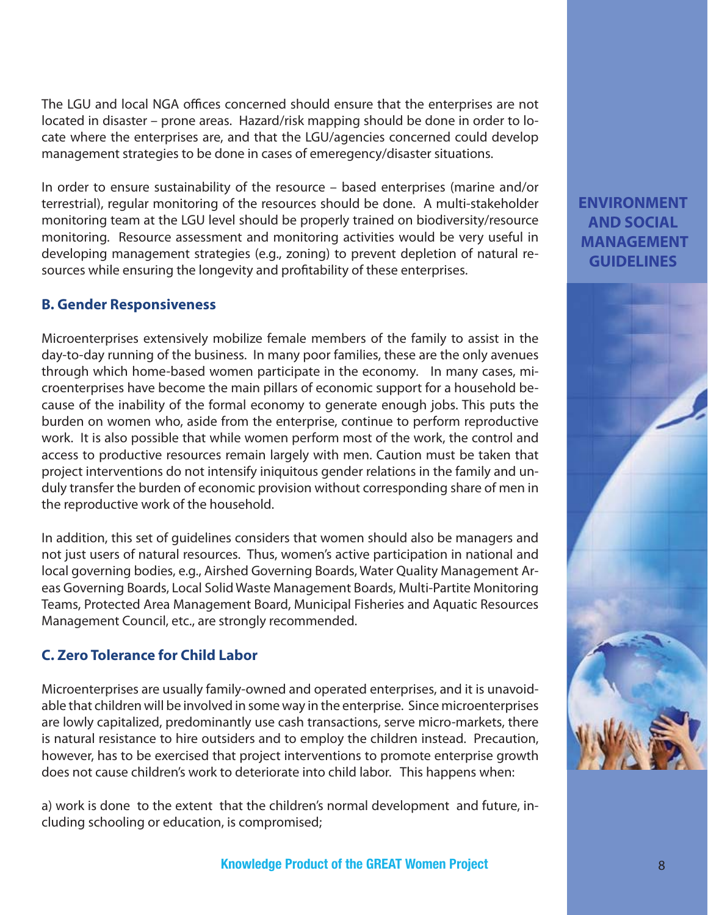The LGU and local NGA offices concerned should ensure that the enterprises are not located in disaster – prone areas. Hazard/risk mapping should be done in order to locate where the enterprises are, and that the LGU/agencies concerned could develop management strategies to be done in cases of emeregency/disaster situations.

In order to ensure sustainability of the resource – based enterprises (marine and/or terrestrial), regular monitoring of the resources should be done. A multi-stakeholder monitoring team at the LGU level should be properly trained on biodiversity/resource monitoring. Resource assessment and monitoring activities would be very useful in developing management strategies (e.g., zoning) to prevent depletion of natural resources while ensuring the longevity and profitability of these enterprises.

### B. Gender Responsiveness

Microenterprises extensively mobilize female members of the family to assist in the day-to-day running of the business. In many poor families, these are the only avenues through which home-based women participate in the economy. In many cases, microenterprises have become the main pillars of economic support for a household because of the inability of the formal economy to generate enough jobs. This puts the burden on women who, aside from the enterprise, continue to perform reproductive work. It is also possible that while women perform most of the work, the control and access to productive resources remain largely with men. Caution must be taken that project interventions do not intensify iniquitous gender relations in the family and unduly transfer the burden of economic provision without corresponding share of men in the reproductive work of the household.

In addition, this set of guidelines considers that women should also be managers and not just users of natural resources. Thus, women's active participation in national and local governing bodies, e.g., Airshed Governing Boards, Water Quality Management Areas Governing Boards, Local Solid Waste Management Boards, Multi-Partite Monitoring Teams, Protected Area Management Board, Municipal Fisheries and Aquatic Resources Management Council, etc., are strongly recommended.

### C. Zero Tolerance for Child Labor

Microenterprises are usually family-owned and operated enterprises, and it is unavoidable that children will be involved in some way in the enterprise. Since microenterprises are lowly capitalized, predominantly use cash transactions, serve micro-markets, there is natural resistance to hire outsiders and to employ the children instead. Precaution, however, has to be exercised that project interventions to promote enterprise growth does not cause children's work to deteriorate into child labor. This happens when:

a) work is done to the extent that the children's normal development and future, including schooling or education, is compromised;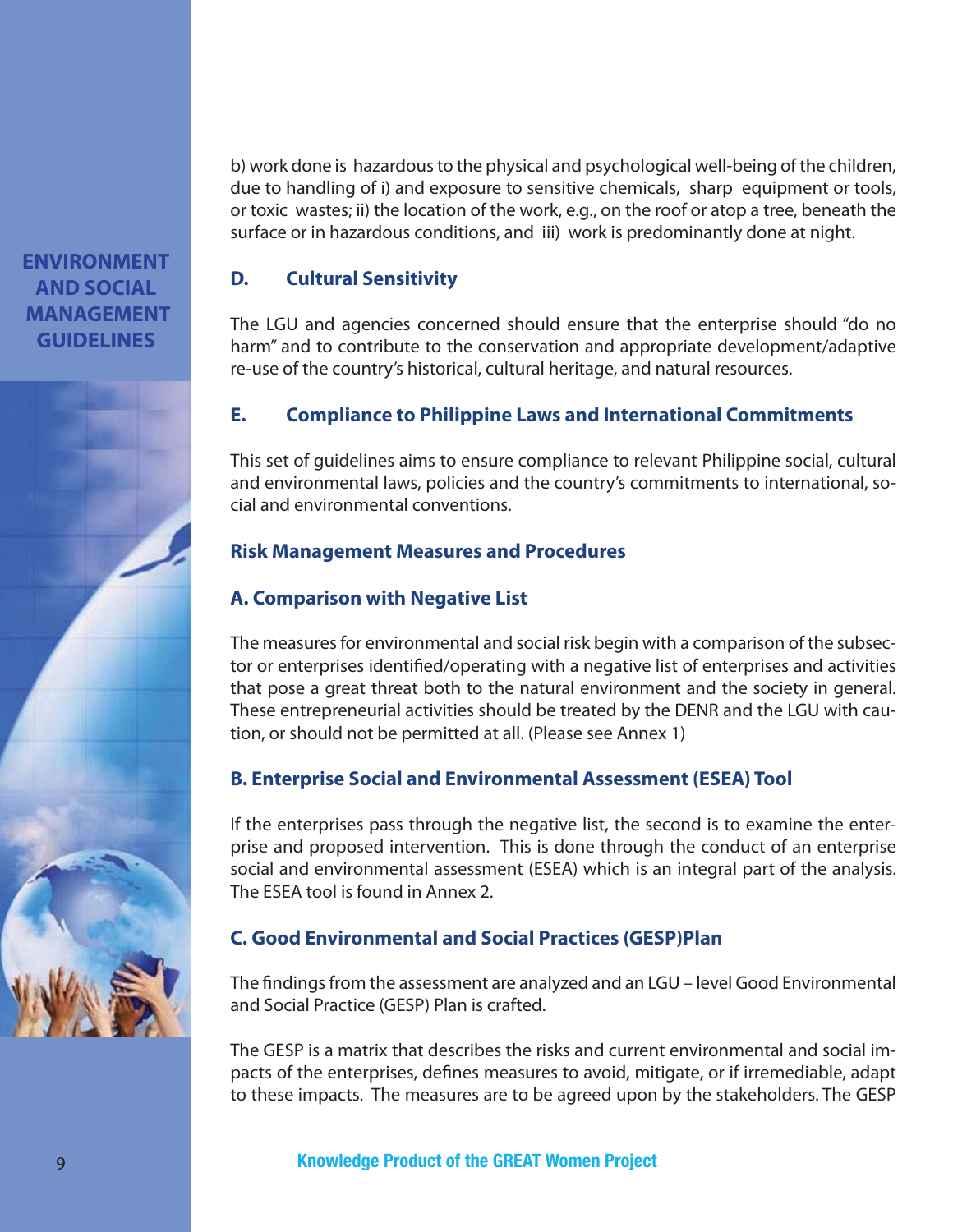b) work done is hazardous to the physical and psychological well-being of the children, due to handling of i) and exposure to sensitive chemicals, sharp equipment or tools, or toxic wastes; ii) the location of the work, e.g., on the roof or atop a tree, beneath the surface or in hazardous conditions, and iii) work is predominantly done at night.

### D. Cultural Sensitivity

The LGU and agencies concerned should ensure that the enterprise should "do no harm" and to contribute to the conservation and appropriate development/adaptive re-use of the country's historical, cultural heritage, and natural resources.

### E. Compliance to Philippine Laws and International Commitments

This set of guidelines aims to ensure compliance to relevant Philippine social, cultural and environmental laws, policies and the country's commitments to international, social and environmental conventions.

## Risk Management Measures and Procedures

### A. Comparison with Negative List

The measures for environmental and social risk begin with a comparison of the subsector or enterprises identified/operating with a negative list of enterprises and activities that pose a great threat both to the natural environment and the society in general. These entrepreneurial activities should be treated by the DENR and the LGU with caution, or should not be permitted at all. (Please see Annex 1)

### B. Enterprise Social and Environmental Assessment (ESEA) Tool

If the enterprises pass through the negative list, the second is to examine the enterprise and proposed intervention. This is done through the conduct of an enterprise social and environmental assessment (ESEA) which is an integral part of the analysis. The ESEA tool is found in Annex 2.

### C. Good Environmental and Social Practices (GESP)Plan

The findings from the assessment are analyzed and an LGU – level Good Environmental and Social Practice (GESP) Plan is crafted.

The GESP is a matrix that describes the risks and current environmental and social impacts of the enterprises, defines measures to avoid, mitigate, or if irremediable, adapt to these impacts. The measures are to be agreed upon by the stakeholders. The GESP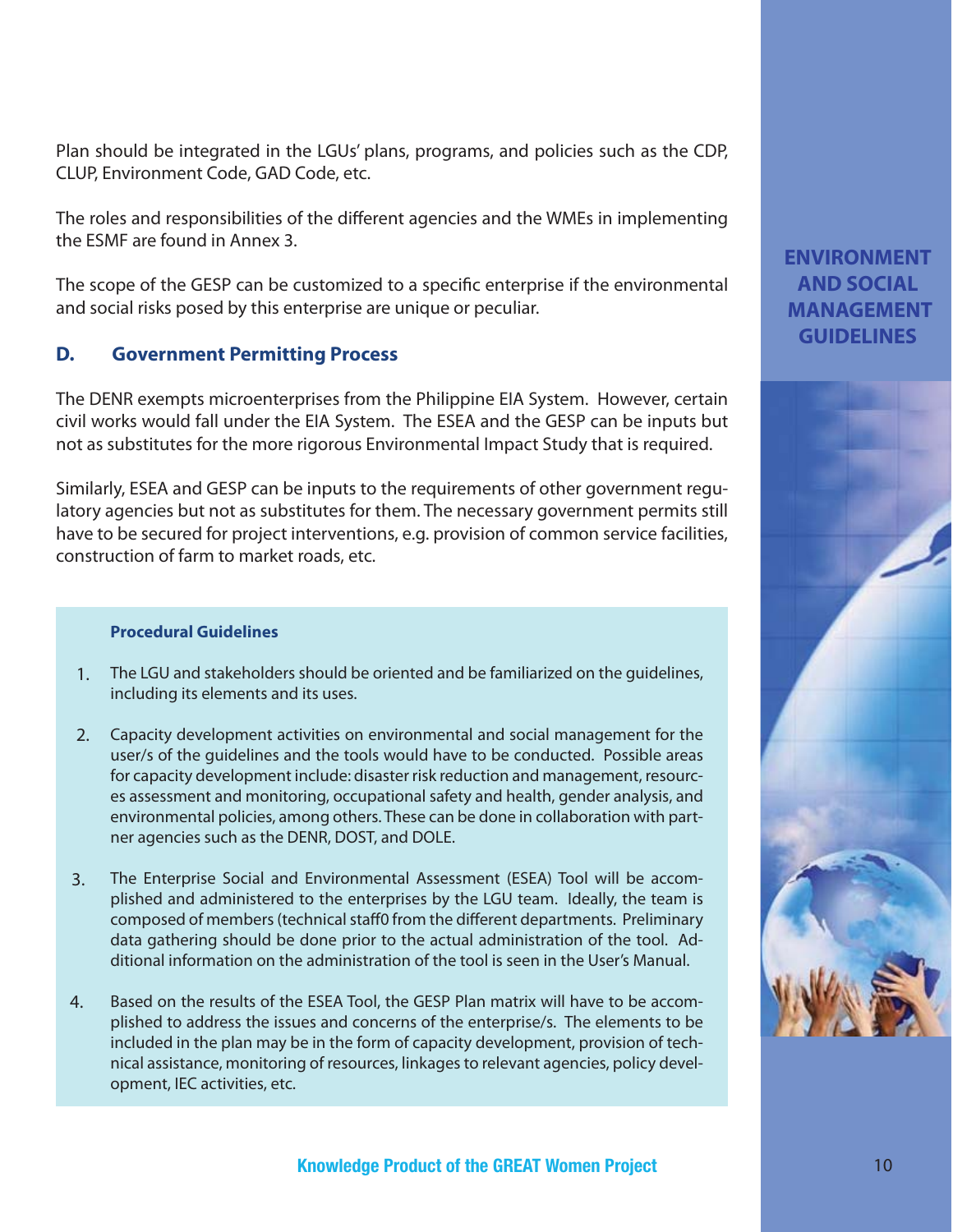Plan should be integrated in the LGUs' plans, programs, and policies such as the CDP, CLUP, Environment Code, GAD Code, etc.

The roles and responsibilities of the different agencies and the WMEs in implementing the ESMF are found in Annex 3.

The scope of the GESP can be customized to a specific enterprise if the environmental and social risks posed by this enterprise are unique or peculiar.

## D. Government Permitting Process

The DENR exempts microenterprises from the Philippine EIA System. However, certain civil works would fall under the EIA System. The ESEA and the GESP can be inputs but not as substitutes for the more rigorous Environmental Impact Study that is required.

Similarly, ESEA and GESP can be inputs to the requirements of other government regulatory agencies but not as substitutes for them. The necessary government permits still have to be secured for project interventions, e.g. provision of common service facilities, construction of farm to market roads, etc.

**Procedural Guidelines**

1. The LGU and stakeholders should be oriented and be familiarized on the guidelines, including its elements and its uses.

2. Capacity development activities on environmental and social management for the user/s of the guidelines and the tools would have to be conducted. Possible areas for capacity development include: disaster risk reduction and management, resources assessment and monitoring, occupational safety and health, gender analysis, and environmental policies, among others. These can be done in collaboration with partner agencies such as the DENR, DOST, and DOLE.

3. The Enterprise Social and Environmental Assessment (ESEA) Tool will be accomplished and administered to the enterprises by the LGU team. Ideally, the team is composed of members (technical staff0 from the different departments. Preliminary data gathering should be done prior to the actual administration of the tool. Additional information on the administration of the tool is seen in the User's Manual.

4. Based on the results of the ESEA Tool, the GESP Plan matrix will have to be accomplished to address the issues and concerns of the enterprise/s. The elements to be included in the plan may be in the form of capacity development, provision of technical assistance, monitoring of resources, linkages to relevant agencies, policy development, IEC activities, etc.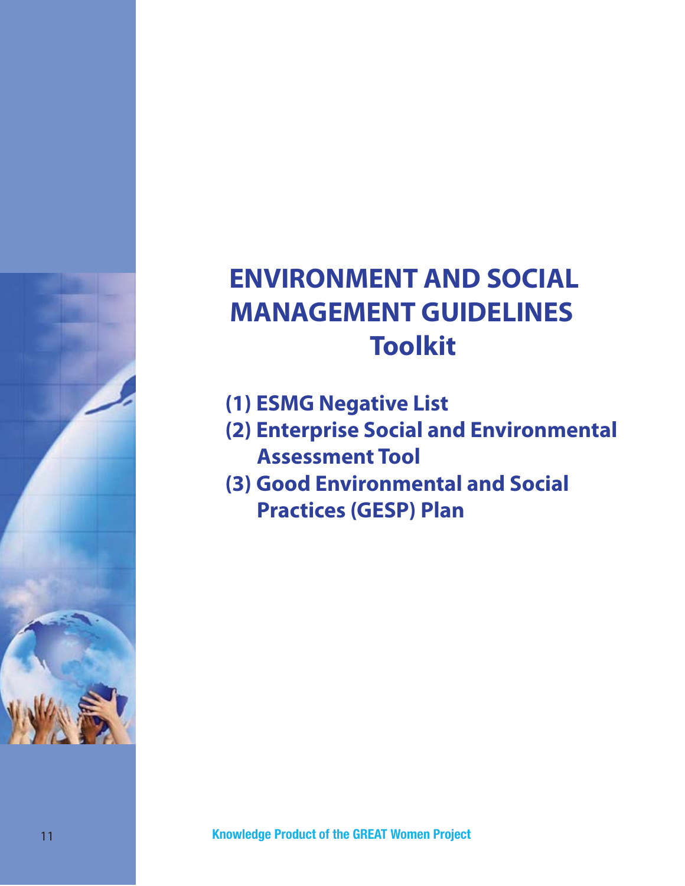# ENVIRONMENT AND SOCIAL MANAGEMENT GUIDELINES Toolkit

(1) ESMG Negative List
(2) Enterprise Social and Environmental Assessment Tool
(3) Good Environmental and Social Practices (GESP) Plan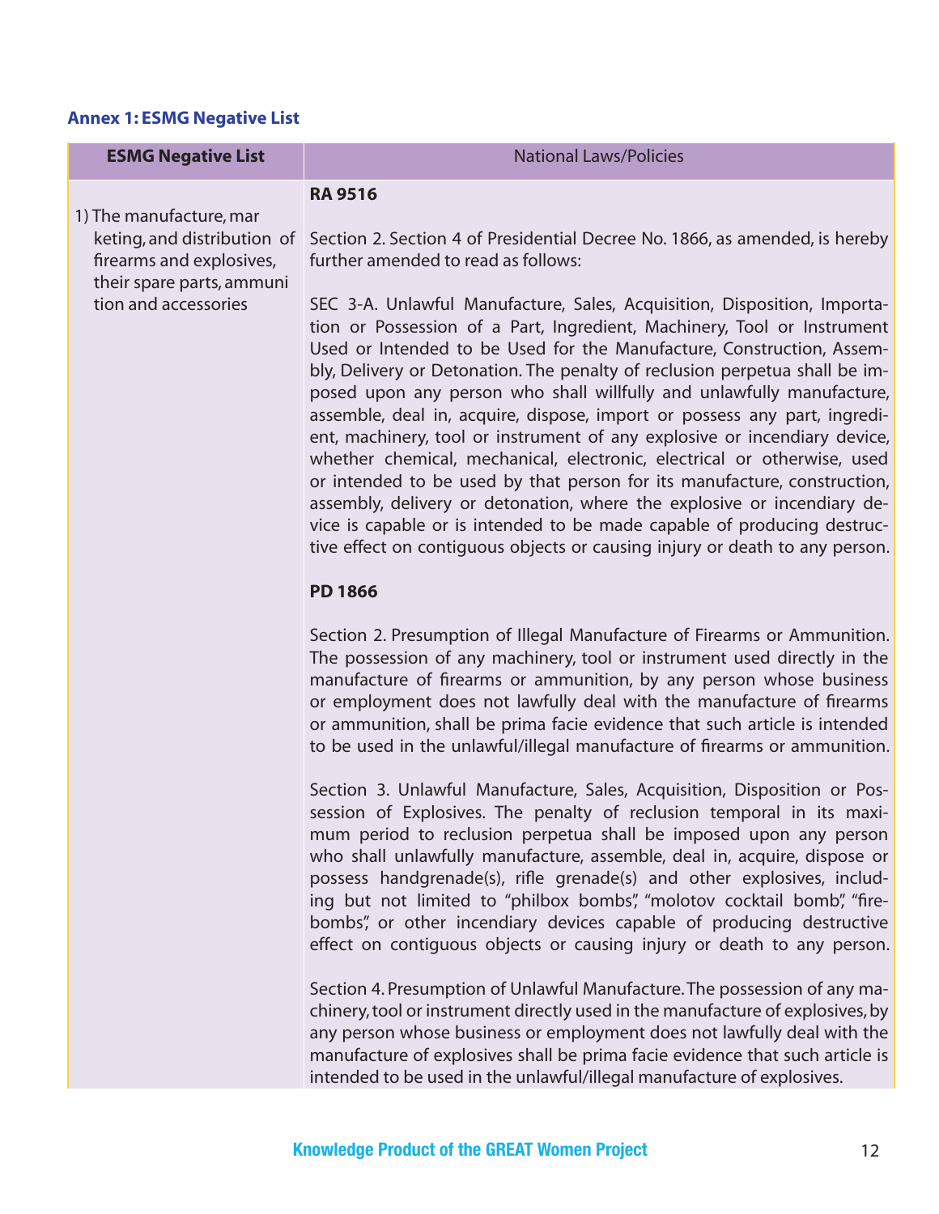### Annex 1: ESMG Negative List

| ESMG Negative List | National Laws/Policies |
|---|---|
| 1) The manufacture, marketing, and distribution of firearms and explosives, their spare parts, ammunition and accessories | **RA 9516**<br><br>Section 2. Section 4 of Presidential Decree No. 1866, as amended, is hereby further amended to read as follows:<br><br>SEC 3-A. Unlawful Manufacture, Sales, Acquisition, Disposition, Importation or Possession of a Part, Ingredient, Machinery, Tool or Instrument Used or Intended to be Used for the Manufacture, Construction, Assembly, Delivery or Detonation. The penalty of reclusion perpetua shall be imposed upon any person who shall willfully and unlawfully manufacture, assemble, deal in, acquire, dispose, import or possess any part, ingredient, machinery, tool or instrument of any explosive or incendiary device, whether chemical, mechanical, electronic, electrical or otherwise, used or intended to be used by that person for its manufacture, construction, assembly, delivery or detonation, where the explosive or incendiary device is capable or is intended to be made capable of producing destructive effect on contiguous objects or causing injury or death to any person.<br><br>**PD 1866**<br><br>Section 2. Presumption of Illegal Manufacture of Firearms or Ammunition. The possession of any machinery, tool or instrument used directly in the manufacture of firearms or ammunition, by any person whose business or employment does not lawfully deal with the manufacture of firearms or ammunition, shall be prima facie evidence that such article is intended to be used in the unlawful/illegal manufacture of firearms or ammunition.<br><br>Section 3. Unlawful Manufacture, Sales, Acquisition, Disposition or Possession of Explosives. The penalty of reclusion temporal in its maximum period to reclusion perpetua shall be imposed upon any person who shall unlawfully manufacture, assemble, deal in, acquire, dispose or possess handgrenade(s), rifle grenade(s) and other explosives, including but not limited to "philbox bombs", "molotov cocktail bomb", "firebombs", or other incendiary devices capable of producing destructive effect on contiguous objects or causing injury or death to any person.<br><br>Section 4. Presumption of Unlawful Manufacture. The possession of any machinery, tool or instrument directly used in the manufacture of explosives, by any person whose business or employment does not lawfully deal with the manufacture of explosives shall be prima facie evidence that such article is intended to be used in the unlawful/illegal manufacture of explosives. |

Knowledge Product of the GREAT Women Project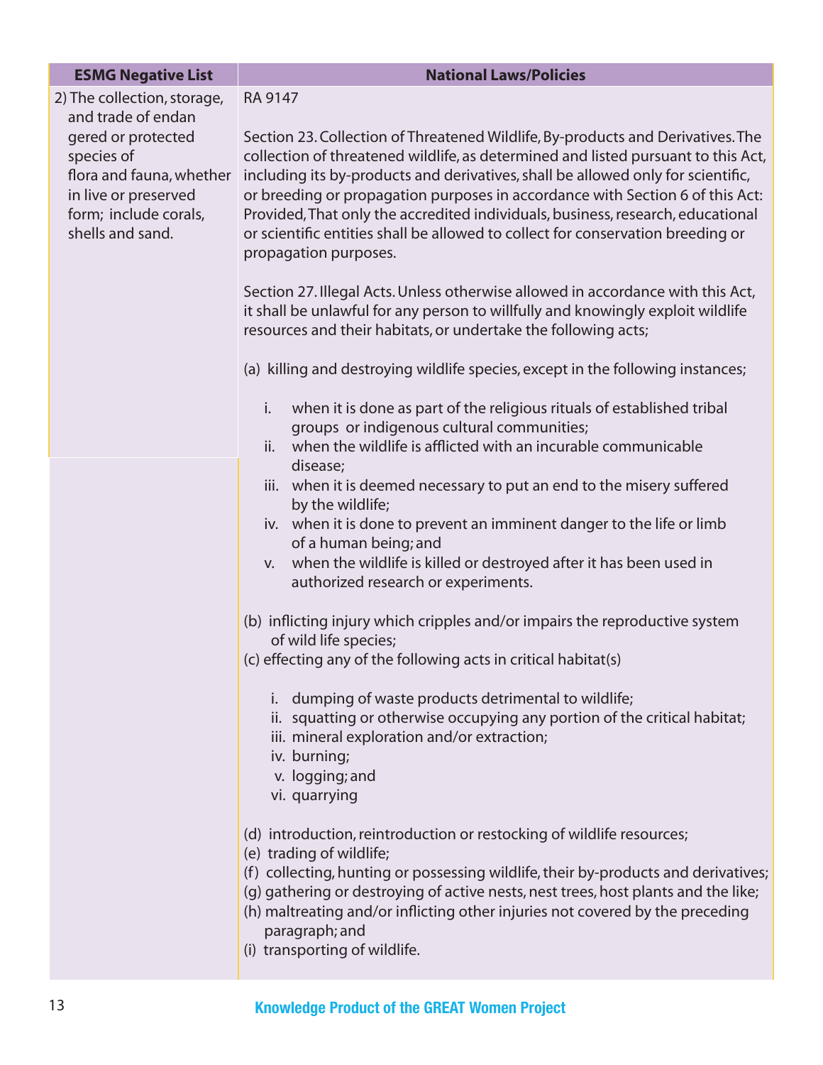| ESMG Negative List | National Laws/Policies |
|---|---|
| 2) The collection, storage, and trade of endan gered or protected species of flora and fauna, whether in live or preserved form; include corals, shells and sand. | RA 9147<br><br>Section 23. Collection of Threatened Wildlife, By-products and Derivatives. The collection of threatened wildlife, as determined and listed pursuant to this Act, including its by-products and derivatives, shall be allowed only for scientific, or breeding or propagation purposes in accordance with Section 6 of this Act: Provided, That only the accredited individuals, business, research, educational or scientific entities shall be allowed to collect for conservation breeding or propagation purposes.<br><br>Section 27. Illegal Acts. Unless otherwise allowed in accordance with this Act, it shall be unlawful for any person to willfully and knowingly exploit wildlife resources and their habitats, or undertake the following acts;<br><br>(a) killing and destroying wildlife species, except in the following instances;<br><br>i. when it is done as part of the religious rituals of established tribal groups or indigenous cultural communities;<br>ii. when the wildlife is afflicted with an incurable communicable disease;<br>iii. when it is deemed necessary to put an end to the misery suffered by the wildlife;<br>iv. when it is done to prevent an imminent danger to the life or limb of a human being; and<br>v. when the wildlife is killed or destroyed after it has been used in authorized research or experiments.<br><br>(b) inflicting injury which cripples and/or impairs the reproductive system of wild life species;<br>(c) effecting any of the following acts in critical habitat(s)<br><br>i. dumping of waste products detrimental to wildlife;<br>ii. squatting or otherwise occupying any portion of the critical habitat;<br>iii. mineral exploration and/or extraction;<br>iv. burning;<br>v. logging; and<br>vi. quarrying<br><br>(d) introduction, reintroduction or restocking of wildlife resources;<br>(e) trading of wildlife;<br>(f) collecting, hunting or possessing wildlife, their by-products and derivatives;<br>(g) gathering or destroying of active nests, nest trees, host plants and the like;<br>(h) maltreating and/or inflicting other injuries not covered by the preceding paragraph; and<br>(i) transporting of wildlife. |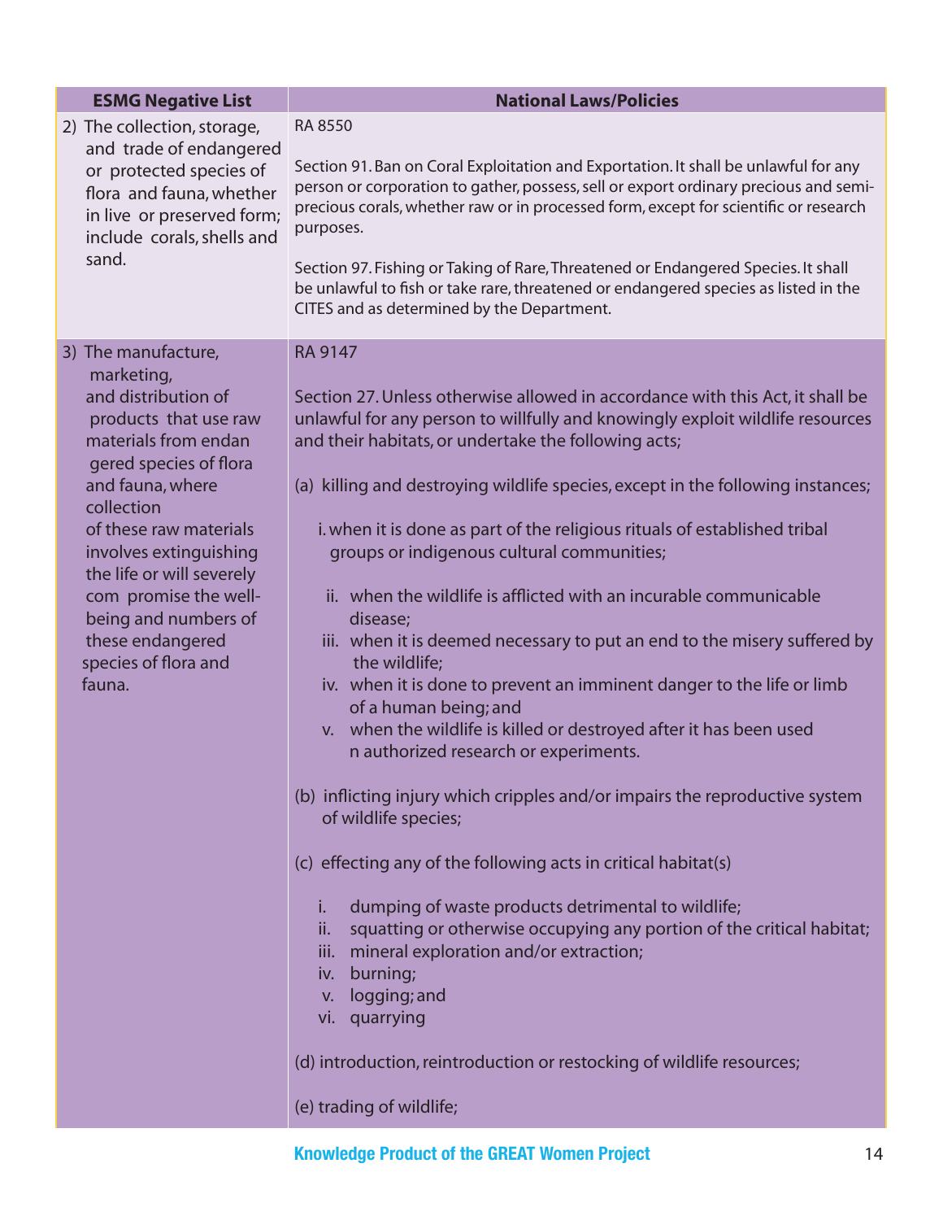| ESMG Negative List | National Laws/Policies |
|---|---|
| 2) The collection, storage, and trade of endangered or protected species of flora and fauna, whether in live or preserved form; include corals, shells and sand. | RA 8550<br><br>Section 91. Ban on Coral Exploitation and Exportation. It shall be unlawful for any person or corporation to gather, possess, sell or export ordinary precious and semi-precious corals, whether raw or in processed form, except for scientific or research purposes.<br><br>Section 97. Fishing or Taking of Rare, Threatened or Endangered Species. It shall be unlawful to fish or take rare, threatened or endangered species as listed in the CITES and as determined by the Department. |
| 3) The manufacture, marketing, and distribution of products that use raw materials from endan gered species of flora and fauna, where collection of these raw materials involves extinguishing the life or will severely com promise the well-being and numbers of these endangered species of flora and fauna. | RA 9147<br><br>Section 27. Unless otherwise allowed in accordance with this Act, it shall be unlawful for any person to willfully and knowingly exploit wildlife resources and their habitats, or undertake the following acts;<br><br>(a) killing and destroying wildlife species, except in the following instances;<br><br>i. when it is done as part of the religious rituals of established tribal groups or indigenous cultural communities;<br><br>ii. when the wildlife is afflicted with an incurable communicable disease;<br>iii. when it is deemed necessary to put an end to the misery suffered by the wildlife;<br>iv. when it is done to prevent an imminent danger to the life or limb of a human being; and<br>v. when the wildlife is killed or destroyed after it has been used n authorized research or experiments.<br><br>(b) inflicting injury which cripples and/or impairs the reproductive system of wildlife species;<br><br>(c) effecting any of the following acts in critical habitat(s)<br><br>i. dumping of waste products detrimental to wildlife;<br>ii. squatting or otherwise occupying any portion of the critical habitat;<br>iii. mineral exploration and/or extraction;<br>iv. burning;<br>v. logging; and<br>vi. quarrying<br><br>(d) introduction, reintroduction or restocking of wildlife resources;<br><br>(e) trading of wildlife; |

Knowledge Product of the GREAT Women Project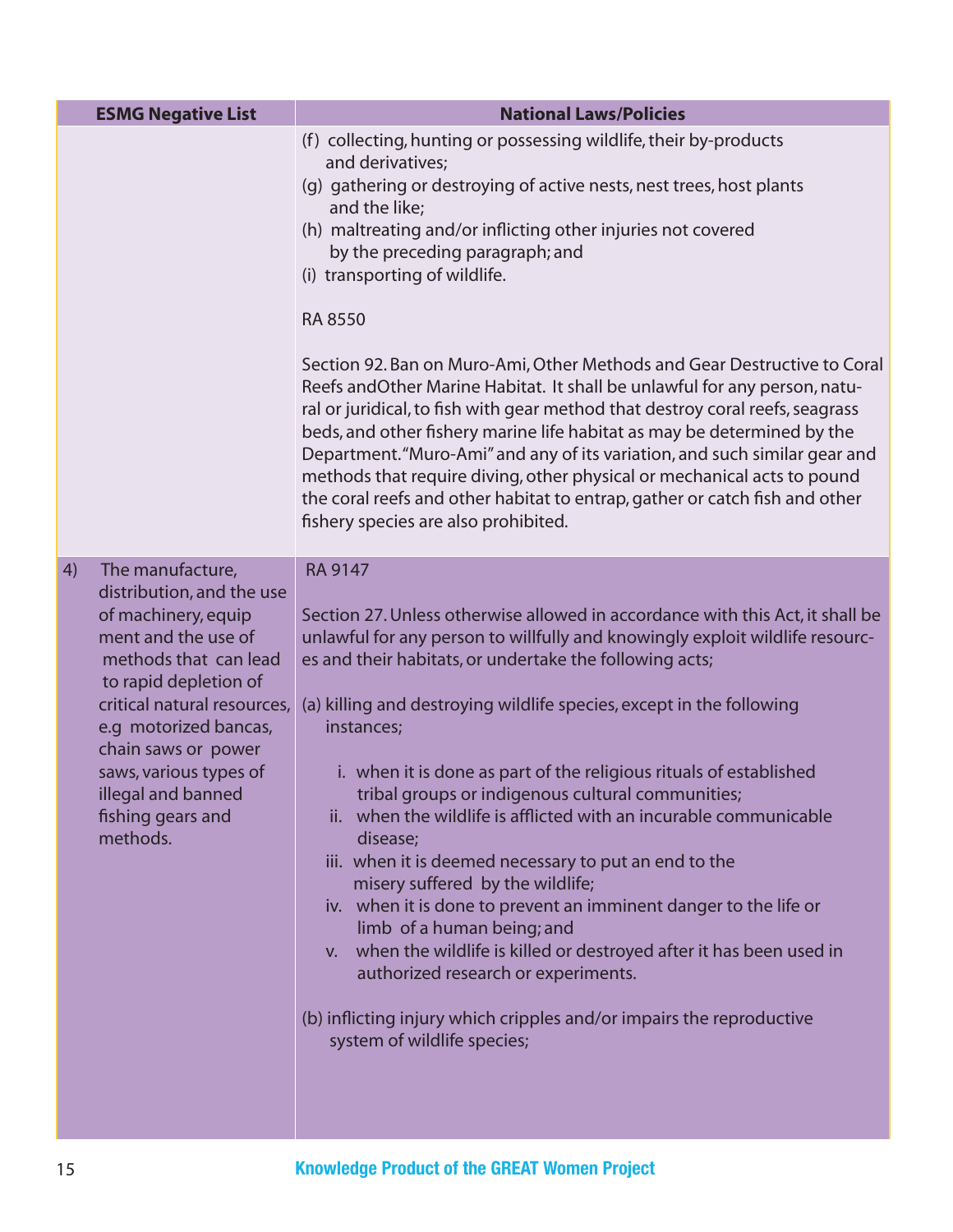| ESMG Negative List | National Laws/Policies |
|---|---|
| | (f) collecting, hunting or possessing wildlife, their by-products and derivatives;<br>(g) gathering or destroying of active nests, nest trees, host plants and the like;<br>(h) maltreating and/or inflicting other injuries not covered by the preceding paragraph; and<br>(i) transporting of wildlife.<br><br>RA 8550<br><br>Section 92. Ban on Muro-Ami, Other Methods and Gear Destructive to Coral Reefs andOther Marine Habitat. It shall be unlawful for any person, natural or juridical, to fish with gear method that destroy coral reefs, seagrass beds, and other fishery marine life habitat as may be determined by the Department."Muro-Ami" and any of its variation, and such similar gear and methods that require diving, other physical or mechanical acts to pound the coral reefs and other habitat to entrap, gather or catch fish and other fishery species are also prohibited. |
| 4) The manufacture, distribution, and the use of machinery, equip ment and the use of methods that can lead to rapid depletion of critical natural resources, e.g motorized bancas, chain saws or power saws, various types of illegal and banned fishing gears and methods. | RA 9147<br><br>Section 27. Unless otherwise allowed in accordance with this Act, it shall be unlawful for any person to willfully and knowingly exploit wildlife resources and their habitats, or undertake the following acts;<br><br>(a) killing and destroying wildlife species, except in the following instances;<br><br>i. when it is done as part of the religious rituals of established tribal groups or indigenous cultural communities;<br>ii. when the wildlife is afflicted with an incurable communicable disease;<br>iii. when it is deemed necessary to put an end to the misery suffered by the wildlife;<br>iv. when it is done to prevent an imminent danger to the life or limb of a human being; and<br>v. when the wildlife is killed or destroyed after it has been used in authorized research or experiments.<br><br>(b) inflicting injury which cripples and/or impairs the reproductive system of wildlife species; |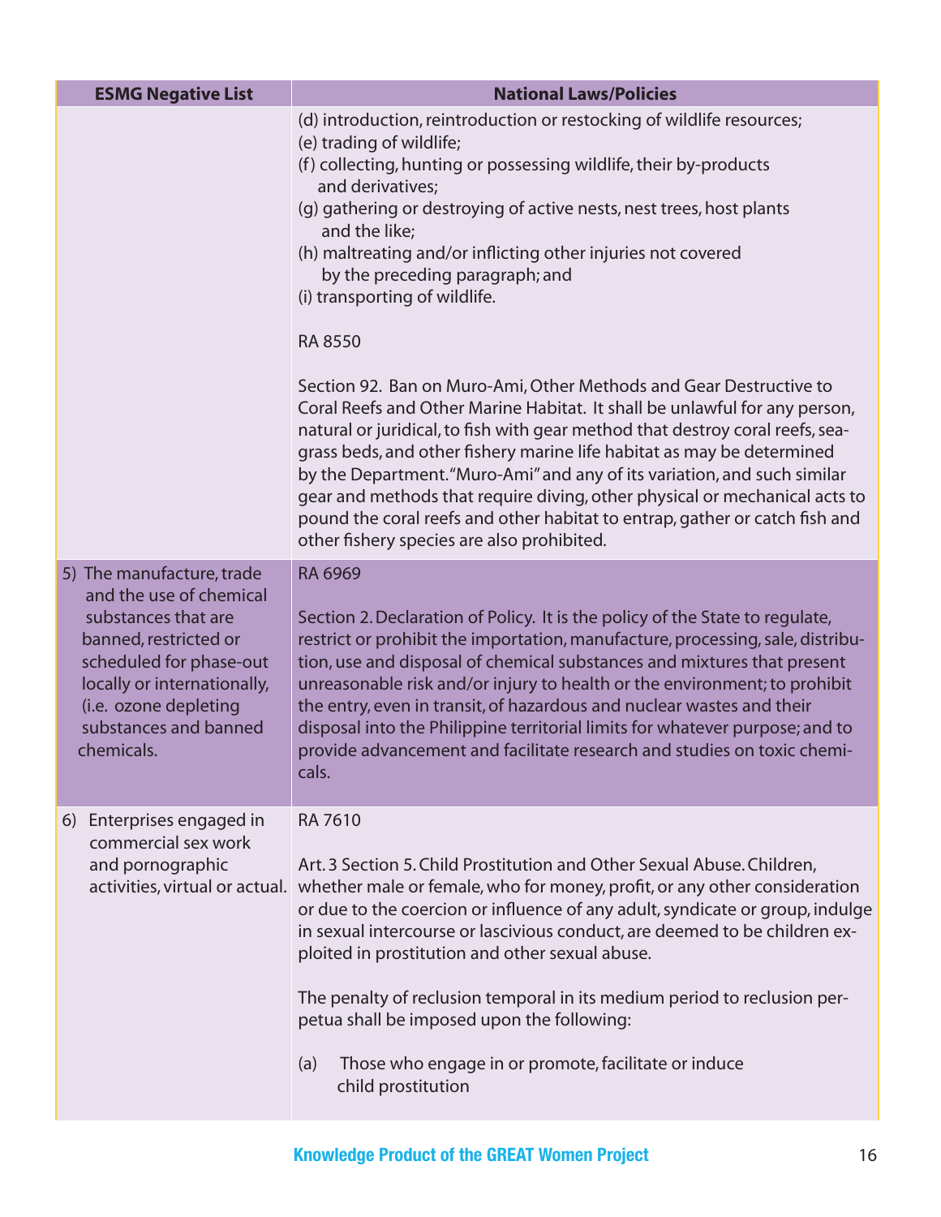| ESMG Negative List | National Laws/Policies |
|---|---|
| | (d) introduction, reintroduction or restocking of wildlife resources;<br>(e) trading of wildlife;<br>(f) collecting, hunting or possessing wildlife, their by-products and derivatives;<br>(g) gathering or destroying of active nests, nest trees, host plants and the like;<br>(h) maltreating and/or inflicting other injuries not covered by the preceding paragraph; and<br>(i) transporting of wildlife.<br><br>RA 8550<br><br>Section 92. Ban on Muro-Ami, Other Methods and Gear Destructive to Coral Reefs and Other Marine Habitat. It shall be unlawful for any person, natural or juridical, to fish with gear method that destroy coral reefs, sea-grass beds, and other fishery marine life habitat as may be determined by the Department. "Muro-Ami" and any of its variation, and such similar gear and methods that require diving, other physical or mechanical acts to pound the coral reefs and other habitat to entrap, gather or catch fish and other fishery species are also prohibited. |
| 5) The manufacture, trade and the use of chemical substances that are banned, restricted or scheduled for phase-out locally or internationally, (i.e. ozone depleting substances and banned chemicals. | RA 6969<br><br>Section 2. Declaration of Policy. It is the policy of the State to regulate, restrict or prohibit the importation, manufacture, processing, sale, distribution, use and disposal of chemical substances and mixtures that present unreasonable risk and/or injury to health or the environment; to prohibit the entry, even in transit, of hazardous and nuclear wastes and their disposal into the Philippine territorial limits for whatever purpose; and to provide advancement and facilitate research and studies on toxic chemicals. |
| 6) Enterprises engaged in commercial sex work and pornographic activities, virtual or actual. | RA 7610<br><br>Art. 3 Section 5. Child Prostitution and Other Sexual Abuse. Children, whether male or female, who for money, profit, or any other consideration or due to the coercion or influence of any adult, syndicate or group, indulge in sexual intercourse or lascivious conduct, are deemed to be children exploited in prostitution and other sexual abuse.<br><br>The penalty of reclusion temporal in its medium period to reclusion perpetua shall be imposed upon the following:<br><br>(a) Those who engage in or promote, facilitate or induce child prostitution |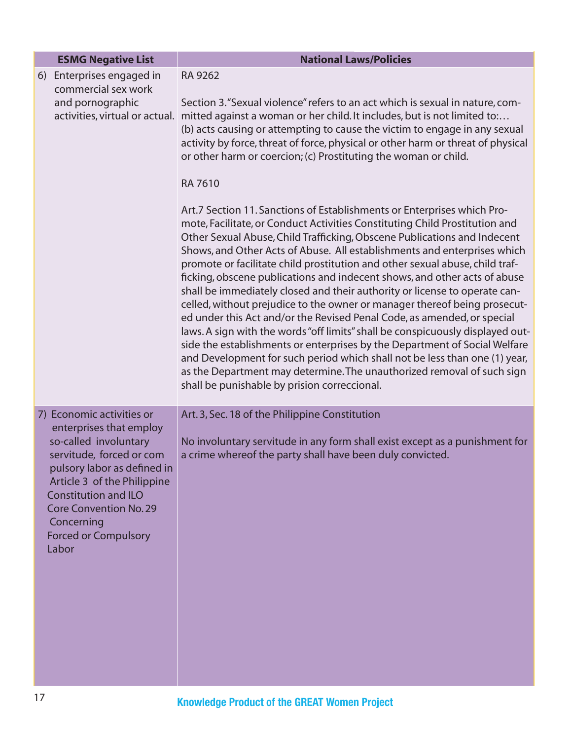| ESMG Negative List | National Laws/Policies |
|---|---|
| 6) Enterprises engaged in commercial sex work and pornographic activities, virtual or actual. | RA 9262<br><br>Section 3."Sexual violence" refers to an act which is sexual in nature, committed against a woman or her child. It includes, but is not limited to:… (b) acts causing or attempting to cause the victim to engage in any sexual activity by force, threat of force, physical or other harm or threat of physical or other harm or coercion; (c) Prostituting the woman or child.<br><br>RA 7610<br><br>Art.7 Section 11. Sanctions of Establishments or Enterprises which Promote, Facilitate, or Conduct Activities Constituting Child Prostitution and Other Sexual Abuse, Child Trafficking, Obscene Publications and Indecent Shows, and Other Acts of Abuse. All establishments and enterprises which promote or facilitate child prostitution and other sexual abuse, child trafficking, obscene publications and indecent shows, and other acts of abuse shall be immediately closed and their authority or license to operate cancelled, without prejudice to the owner or manager thereof being prosecuted under this Act and/or the Revised Penal Code, as amended, or special laws. A sign with the words "off limits" shall be conspicuously displayed outside the establishments or enterprises by the Department of Social Welfare and Development for such period which shall not be less than one (1) year, as the Department may determine. The unauthorized removal of such sign shall be punishable by prision correccional. |
| 7) Economic activities or enterprises that employ so-called involuntary servitude, forced or compulsory labor as defined in Article 3 of the Philippine Constitution and ILO Core Convention No. 29 Concerning Forced or Compulsory Labor | Art. 3, Sec. 18 of the Philippine Constitution<br><br>No involuntary servitude in any form shall exist except as a punishment for a crime whereof the party shall have been duly convicted. |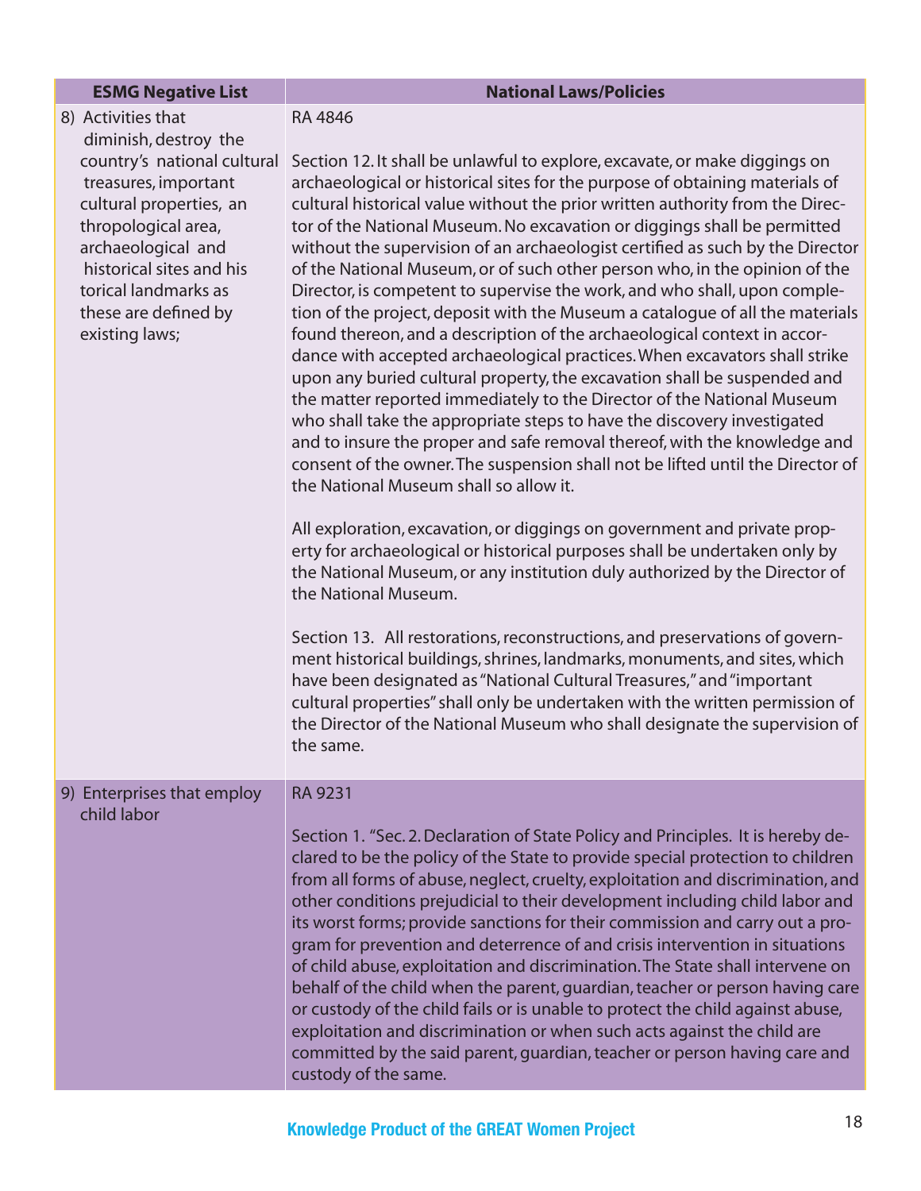| ESMG Negative List | National Laws/Policies |
|---|---|
| 8) Activities that diminish, destroy the country's national cultural treasures, important cultural properties, anthropological area, archaeological and historical sites and historical landmarks as these are defined by existing laws; | RA 4846<br><br>Section 12. It shall be unlawful to explore, excavate, or make diggings on archaeological or historical sites for the purpose of obtaining materials of cultural historical value without the prior written authority from the Director of the National Museum. No excavation or diggings shall be permitted without the supervision of an archaeologist certified as such by the Director of the National Museum, or of such other person who, in the opinion of the Director, is competent to supervise the work, and who shall, upon completion of the project, deposit with the Museum a catalogue of all the materials found thereon, and a description of the archaeological context in accordance with accepted archaeological practices. When excavators shall strike upon any buried cultural property, the excavation shall be suspended and the matter reported immediately to the Director of the National Museum who shall take the appropriate steps to have the discovery investigated and to insure the proper and safe removal thereof, with the knowledge and consent of the owner. The suspension shall not be lifted until the Director of the National Museum shall so allow it.<br><br>All exploration, excavation, or diggings on government and private property for archaeological or historical purposes shall be undertaken only by the National Museum, or any institution duly authorized by the Director of the National Museum.<br><br>Section 13. All restorations, reconstructions, and preservations of government historical buildings, shrines, landmarks, monuments, and sites, which have been designated as "National Cultural Treasures," and "important cultural properties" shall only be undertaken with the written permission of the Director of the National Museum who shall designate the supervision of the same. |
| 9) Enterprises that employ child labor | RA 9231<br><br>Section 1. "Sec. 2. Declaration of State Policy and Principles. It is hereby declared to be the policy of the State to provide special protection to children from all forms of abuse, neglect, cruelty, exploitation and discrimination, and other conditions prejudicial to their development including child labor and its worst forms; provide sanctions for their commission and carry out a program for prevention and deterrence of and crisis intervention in situations of child abuse, exploitation and discrimination. The State shall intervene on behalf of the child when the parent, guardian, teacher or person having care or custody of the child fails or is unable to protect the child against abuse, exploitation and discrimination or when such acts against the child are committed by the said parent, guardian, teacher or person having care and custody of the same. |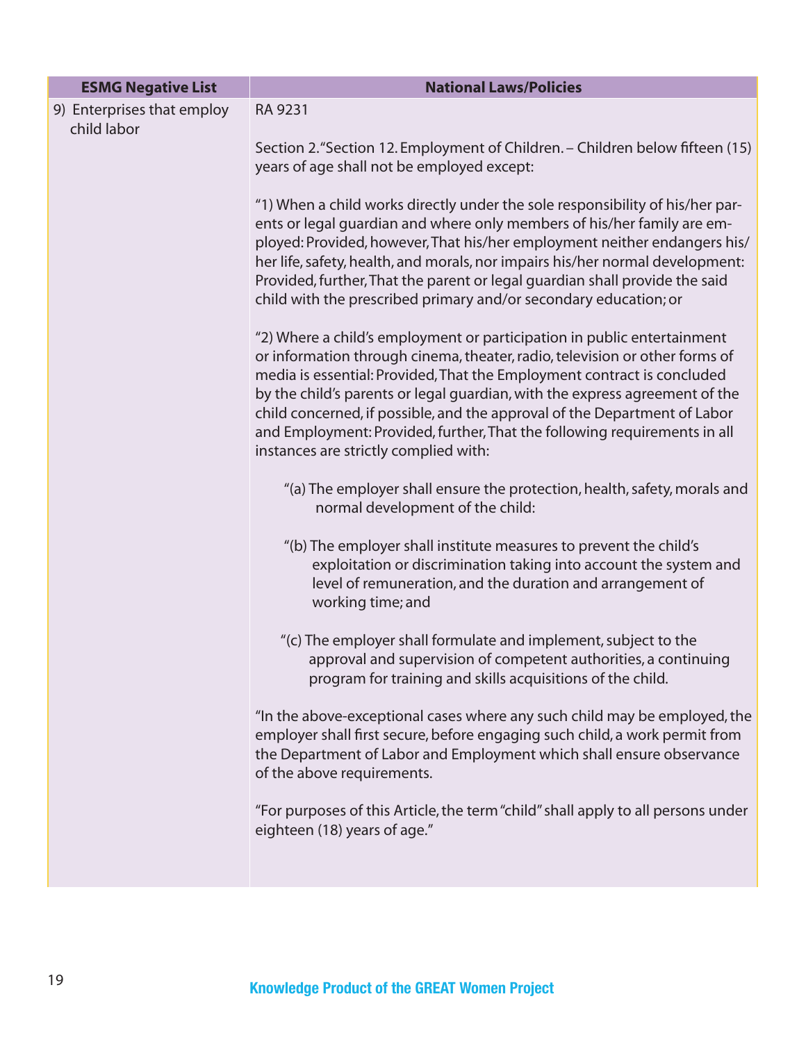| ESMG Negative List | National Laws/Policies |
|---|---|
| 9) Enterprises that employ child labor | RA 9231<br><br>Section 2. "Section 12. Employment of Children. – Children below fifteen (15) years of age shall not be employed except:<br><br>"1) When a child works directly under the sole responsibility of his/her parents or legal guardian and where only members of his/her family are employed: Provided, however, That his/her employment neither endangers his/her life, safety, health, and morals, nor impairs his/her normal development: Provided, further, That the parent or legal guardian shall provide the said child with the prescribed primary and/or secondary education; or<br><br>"2) Where a child's employment or participation in public entertainment or information through cinema, theater, radio, television or other forms of media is essential: Provided, That the Employment contract is concluded by the child's parents or legal guardian, with the express agreement of the child concerned, if possible, and the approval of the Department of Labor and Employment: Provided, further, That the following requirements in all instances are strictly complied with:<br><br>"(a) The employer shall ensure the protection, health, safety, morals and normal development of the child:<br><br>"(b) The employer shall institute measures to prevent the child's exploitation or discrimination taking into account the system and level of remuneration, and the duration and arrangement of working time; and<br><br>"(c) The employer shall formulate and implement, subject to the approval and supervision of competent authorities, a continuing program for training and skills acquisitions of the child.<br><br>"In the above-exceptional cases where any such child may be employed, the employer shall first secure, before engaging such child, a work permit from the Department of Labor and Employment which shall ensure observance of the above requirements.<br><br>"For purposes of this Article, the term "child" shall apply to all persons under eighteen (18) years of age." |

Knowledge Product of the GREAT Women Project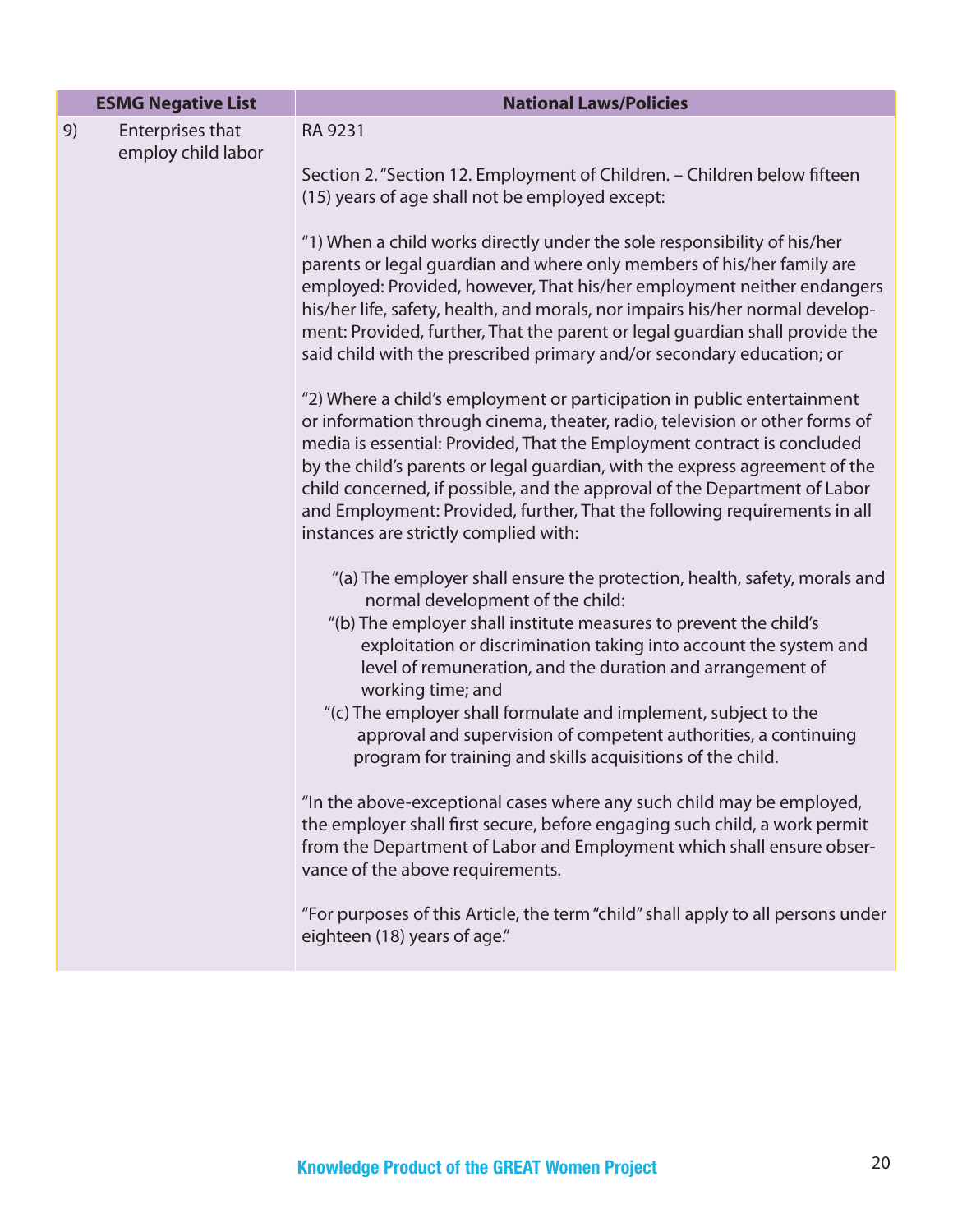| ESMG Negative List | National Laws/Policies |
|---|---|
| 9) Enterprises that employ child labor | RA 9231<br><br>Section 2. "Section 12. Employment of Children. – Children below fifteen (15) years of age shall not be employed except:<br><br>"1) When a child works directly under the sole responsibility of his/her parents or legal guardian and where only members of his/her family are employed: Provided, however, That his/her employment neither endangers his/her life, safety, health, and morals, nor impairs his/her normal development: Provided, further, That the parent or legal guardian shall provide the said child with the prescribed primary and/or secondary education; or<br><br>"2) Where a child's employment or participation in public entertainment or information through cinema, theater, radio, television or other forms of media is essential: Provided, That the Employment contract is concluded by the child's parents or legal guardian, with the express agreement of the child concerned, if possible, and the approval of the Department of Labor and Employment: Provided, further, That the following requirements in all instances are strictly complied with:<br><br>"(a) The employer shall ensure the protection, health, safety, morals and normal development of the child:<br>"(b) The employer shall institute measures to prevent the child's exploitation or discrimination taking into account the system and level of remuneration, and the duration and arrangement of working time; and<br>"(c) The employer shall formulate and implement, subject to the approval and supervision of competent authorities, a continuing program for training and skills acquisitions of the child.<br><br>"In the above-exceptional cases where any such child may be employed, the employer shall first secure, before engaging such child, a work permit from the Department of Labor and Employment which shall ensure observance of the above requirements.<br><br>"For purposes of this Article, the term "child" shall apply to all persons under eighteen (18) years of age." |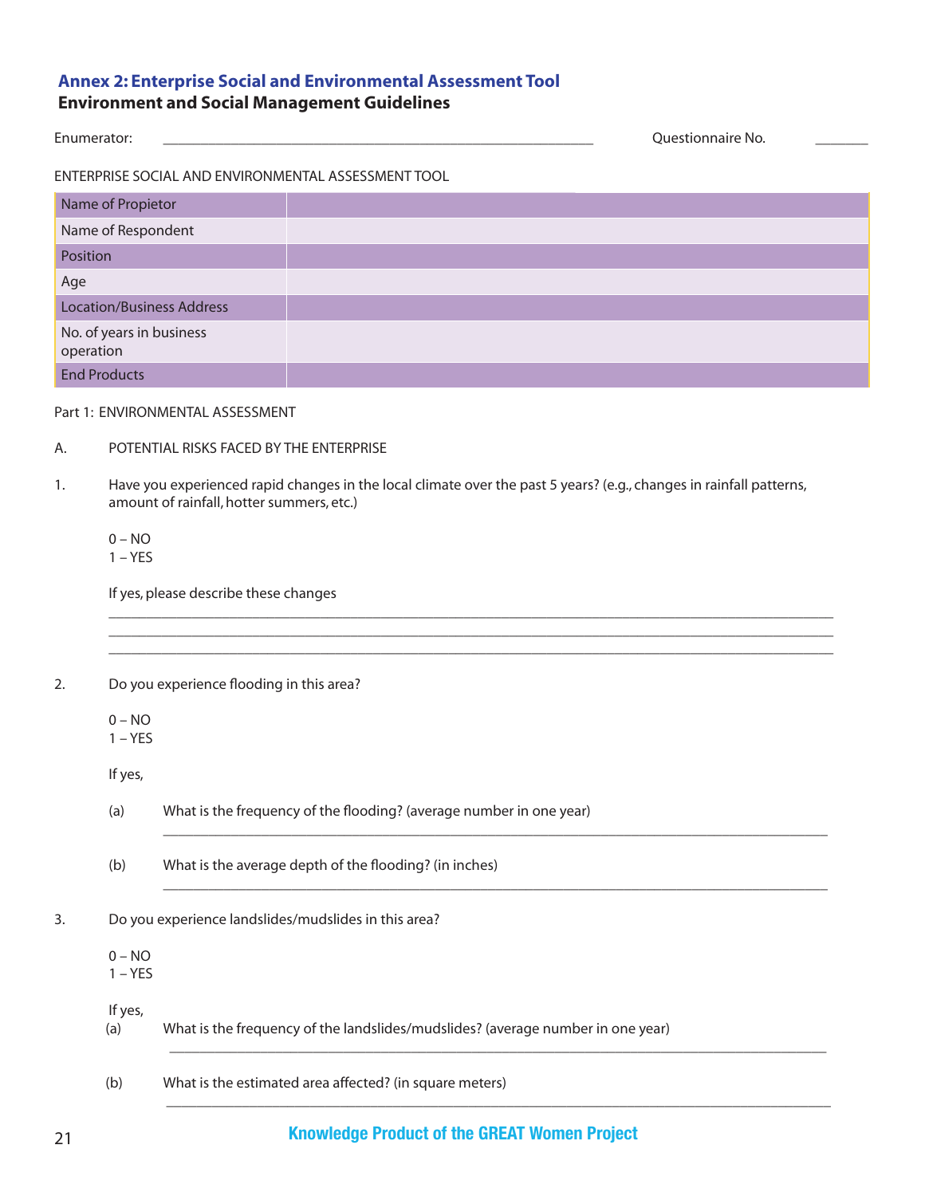## Annex 2: Enterprise Social and Environmental Assessment Tool

**Environment and Social Management Guidelines**

Enumerator: ______________________________ Questionnaire No. _______

ENTERPRISE SOCIAL AND ENVIRONMENTAL ASSESSMENT TOOL

| Name of Propietor | |
|---|---|
| Name of Respondent | |
| Position | |
| Age | |
| Location/Business Address | |
| No. of years in business operation | |
| End Products | |

Part 1: ENVIRONMENTAL ASSESSMENT

A. POTENTIAL RISKS FACED BY THE ENTERPRISE

1. Have you experienced rapid changes in the local climate over the past 5 years? (e.g., changes in rainfall patterns, amount of rainfall, hotter summers, etc.)

   0 – NO
   1 – YES

   If yes, please describe these changes

   ____________________________________________________________
   ____________________________________________________________
   ____________________________________________________________

2. Do you experience flooding in this area?

   0 – NO
   1 – YES

   If yes,

   (a) What is the frequency of the flooding? (average number in one year)

   ____________________________________________________________

   (b) What is the average depth of the flooding? (in inches)

   ____________________________________________________________

3. Do you experience landslides/mudslides in this area?

   0 – NO
   1 – YES

   If yes,

   (a) What is the frequency of the landslides/mudslides? (average number in one year)

   ____________________________________________________________

   (b) What is the estimated area affected? (in square meters)

   ____________________________________________________________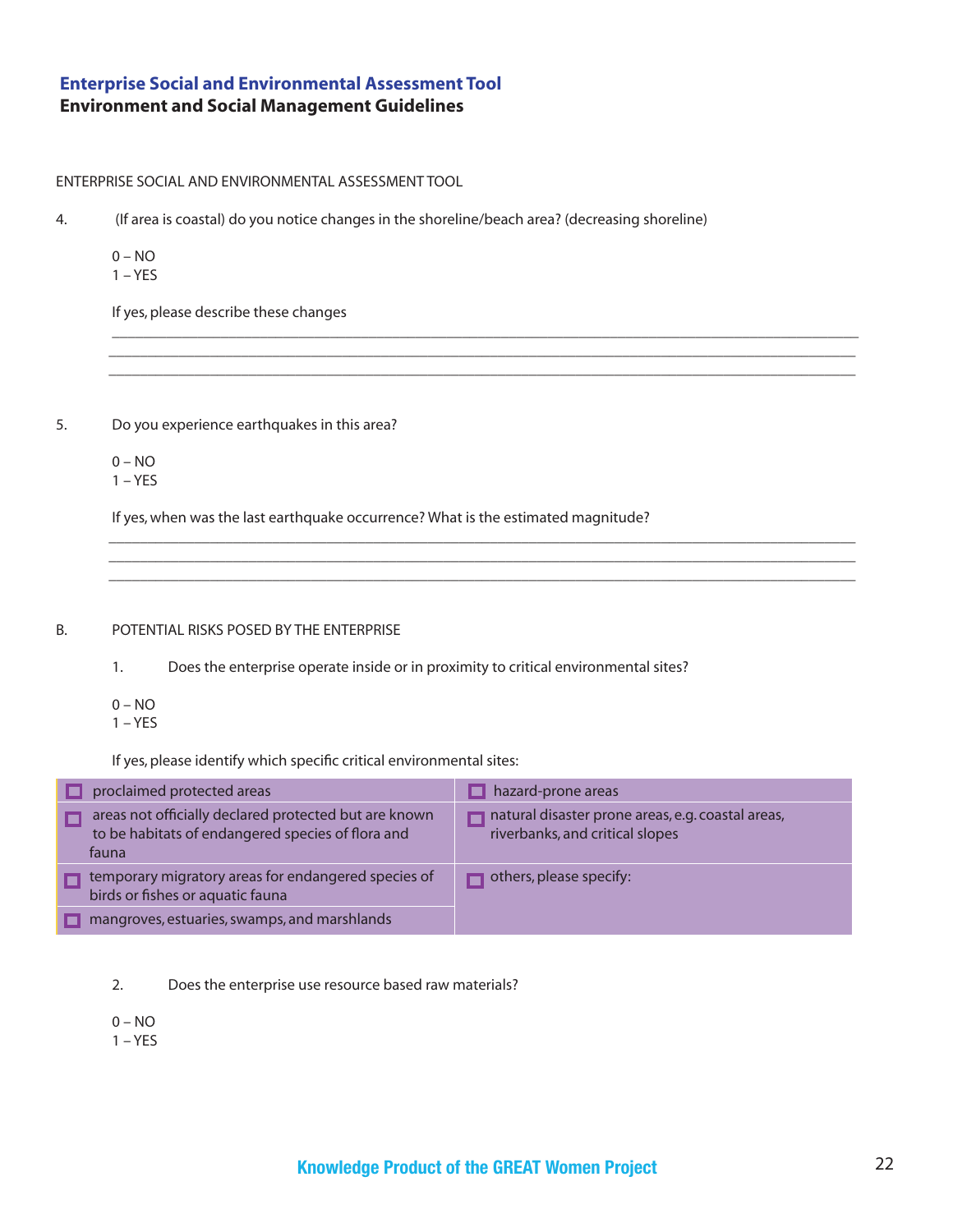ENTERPRISE SOCIAL AND ENVIRONMENTAL ASSESSMENT TOOL

4. (If area is coastal) do you notice changes in the shoreline/beach area? (decreasing shoreline)

   0 – NO
   1 – YES

   If yes, please describe these changes

   ___________________________________________________________________________
   ___________________________________________________________________________
   ___________________________________________________________________________

5. Do you experience earthquakes in this area?

   0 – NO
   1 – YES

   If yes, when was the last earthquake occurrence? What is the estimated magnitude?

   ___________________________________________________________________________
   ___________________________________________________________________________
   ___________________________________________________________________________

B. POTENTIAL RISKS POSED BY THE ENTERPRISE

   1. Does the enterprise operate inside or in proximity to critical environmental sites?

   0 – NO
   1 – YES

   If yes, please identify which specific critical environmental sites:

| | |
|---|---|
| ☐ proclaimed protected areas | ☐ hazard-prone areas |
| ☐ areas not officially declared protected but are known to be habitats of endangered species of flora and fauna | ☐ natural disaster prone areas, e.g. coastal areas, riverbanks, and critical slopes |
| ☐ temporary migratory areas for endangered species of birds or fishes or aquatic fauna | ☐ others, please specify: |
| ☐ mangroves, estuaries, swamps, and marshlands | |

   2. Does the enterprise use resource based raw materials?

   0 – NO
   1 – YES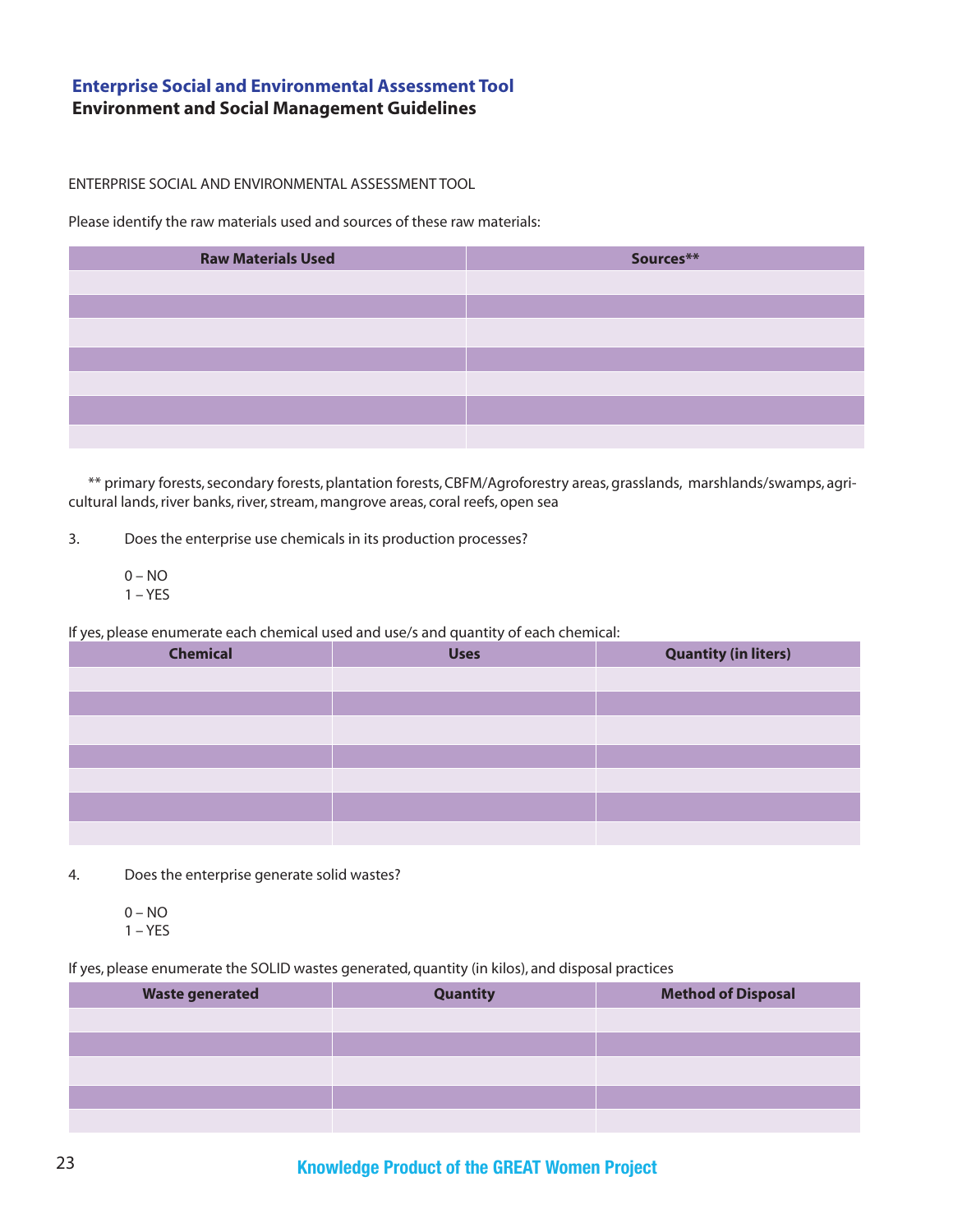ENTERPRISE SOCIAL AND ENVIRONMENTAL ASSESSMENT TOOL

Please identify the raw materials used and sources of these raw materials:

| Raw Materials Used | Sources** |
|---|---|
| | |
| | |
| | |
| | |
| | |
| | |
| | |

** primary forests, secondary forests, plantation forests, CBFM/Agroforestry areas, grasslands, marshlands/swamps, agricultural lands, river banks, river, stream, mangrove areas, coral reefs, open sea

3. Does the enterprise use chemicals in its production processes?

   0 – NO
   1 – YES

If yes, please enumerate each chemical used and use/s and quantity of each chemical:

| Chemical | Uses | Quantity (in liters) |
|---|---|---|
| | | |
| | | |
| | | |
| | | |
| | | |
| | | |
| | | |

4. Does the enterprise generate solid wastes?

   0 – NO
   1 – YES

If yes, please enumerate the SOLID wastes generated, quantity (in kilos), and disposal practices

| Waste generated | Quantity | Method of Disposal |
|---|---|---|
| | | |
| | | |
| | | |
| | | |
| | | |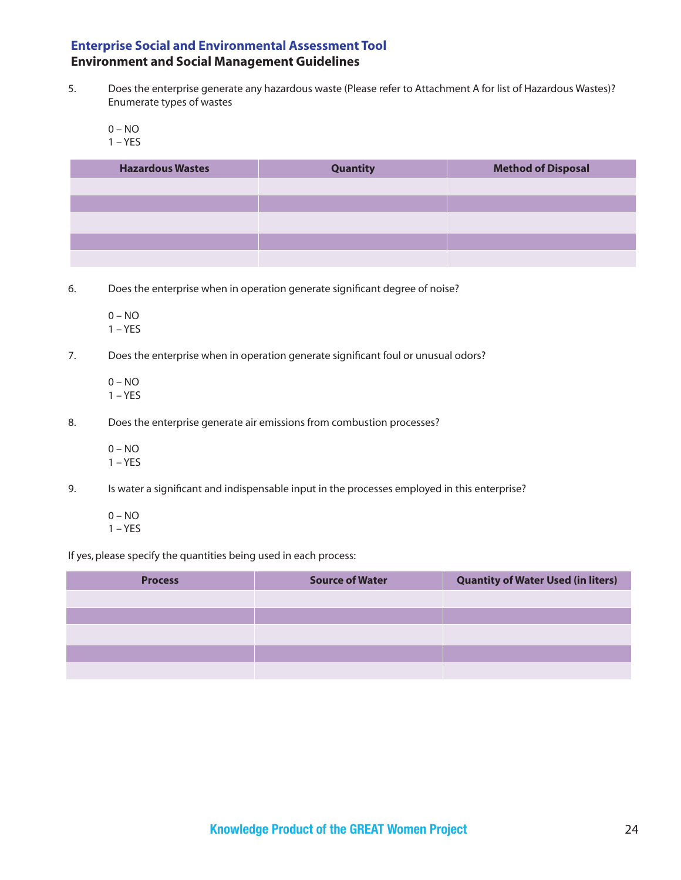5. Does the enterprise generate any hazardous waste (Please refer to Attachment A for list of Hazardous Wastes)? Enumerate types of wastes

   0 – NO
   1 – YES

| Hazardous Wastes | Quantity | Method of Disposal |
|---|---|---|
| | | |
| | | |
| | | |
| | | |
| | | |

6. Does the enterprise when in operation generate significant degree of noise?

   0 – NO
   1 – YES

7. Does the enterprise when in operation generate significant foul or unusual odors?

   0 – NO
   1 – YES

8. Does the enterprise generate air emissions from combustion processes?

   0 – NO
   1 – YES

9. Is water a significant and indispensable input in the processes employed in this enterprise?

   0 – NO
   1 – YES

If yes, please specify the quantities being used in each process:

| Process | Source of Water | Quantity of Water Used (in liters) |
|---|---|---|
| | | |
| | | |
| | | |
| | | |
| | | |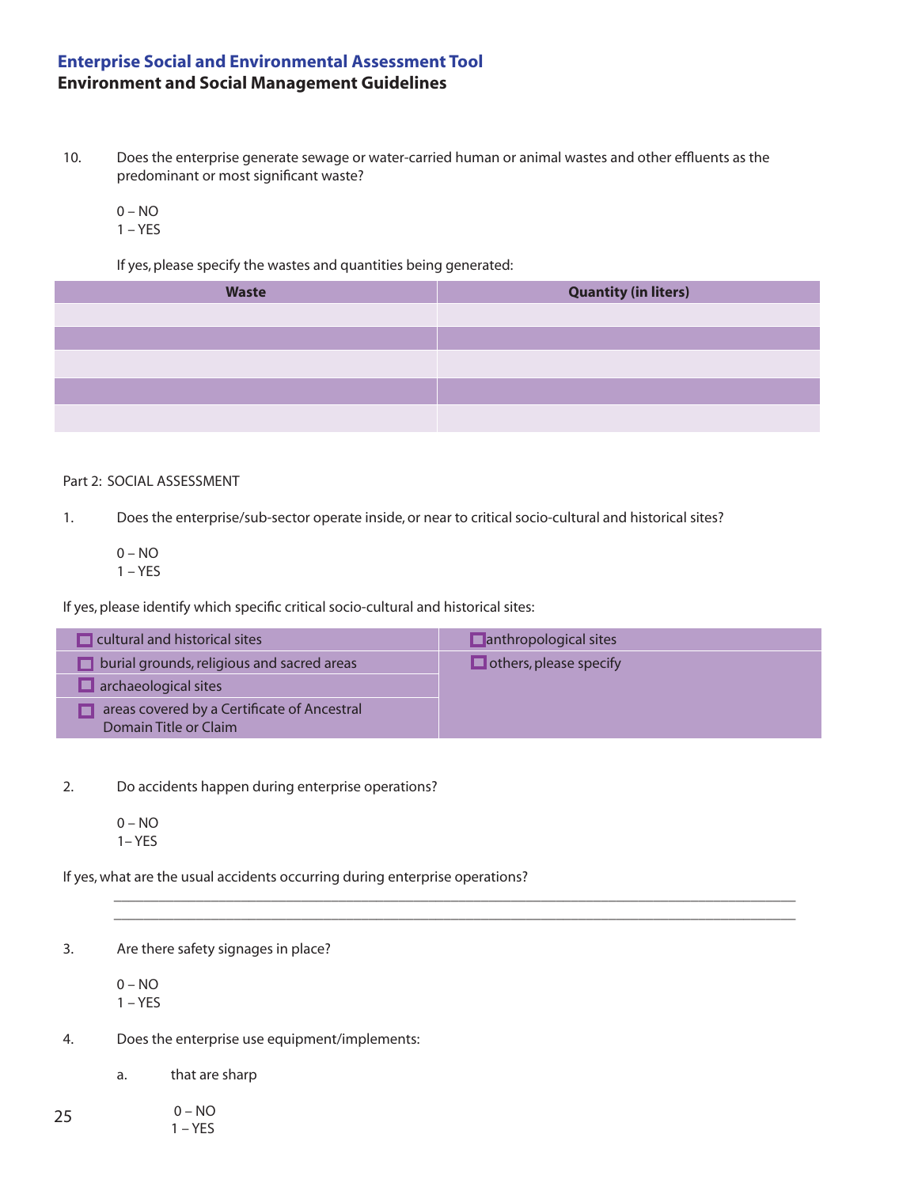10. Does the enterprise generate sewage or water-carried human or animal wastes and other effluents as the predominant or most significant waste?

    0 – NO
    1 – YES

    If yes, please specify the wastes and quantities being generated:

| Waste | Quantity (in liters) |
|---|---|
| | |
| | |
| | |
| | |
| | |

Part 2: SOCIAL ASSESSMENT

1. Does the enterprise/sub-sector operate inside, or near to critical socio-cultural and historical sites?

    0 – NO
    1 – YES

If yes, please identify which specific critical socio-cultural and historical sites:

| | |
|---|---|
| ☐ cultural and historical sites | ☐ anthropological sites |
| ☐ burial grounds, religious and sacred areas | ☐ others, please specify |
| ☐ archaeological sites | |
| ☐ areas covered by a Certificate of Ancestral Domain Title or Claim | |

2. Do accidents happen during enterprise operations?

    0 – NO
    1– YES

If yes, what are the usual accidents occurring during enterprise operations?

_______________________________________________________________________________

_______________________________________________________________________________

3. Are there safety signages in place?

    0 – NO
    1 – YES

4. Does the enterprise use equipment/implements:

    a. that are sharp

        0 – NO
        1 – YES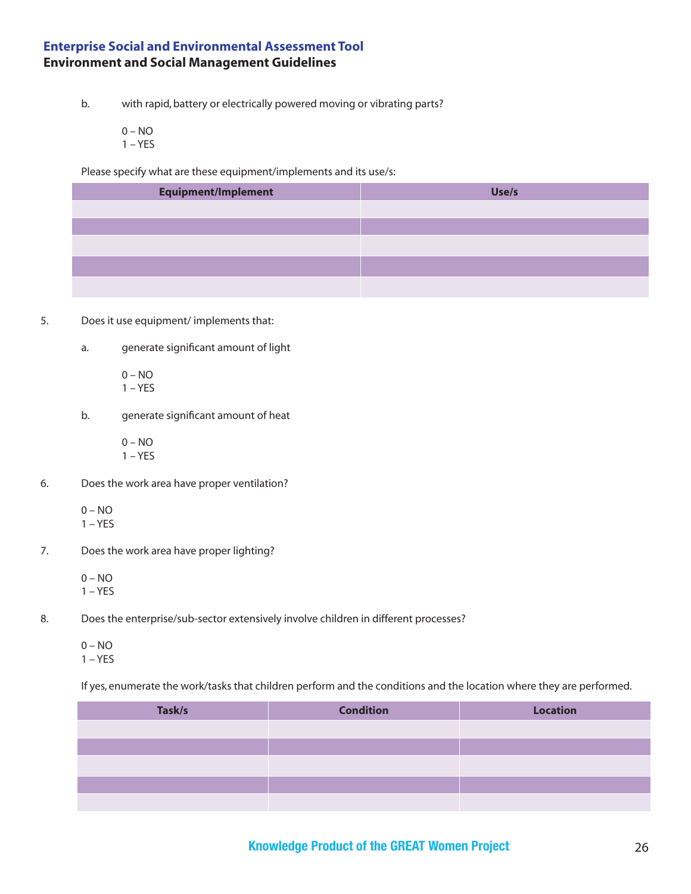b. with rapid, battery or electrically powered moving or vibrating parts?

0 – NO
1 – YES

Please specify what are these equipment/implements and its use/s:

| Equipment/Implement | Use/s |
|---|---|
| | |
| | |
| | |
| | |
| | |

5. Does it use equipment/ implements that:

a. generate significant amount of light

0 – NO
1 – YES

b. generate significant amount of heat

0 – NO
1 – YES

6. Does the work area have proper ventilation?

0 – NO
1 – YES

7. Does the work area have proper lighting?

0 – NO
1 – YES

8. Does the enterprise/sub-sector extensively involve children in different processes?

0 – NO
1 – YES

If yes, enumerate the work/tasks that children perform and the conditions and the location where they are performed.

| Task/s | Condition | Location |
|---|---|---|
| | | |
| | | |
| | | |
| | | |
| | | |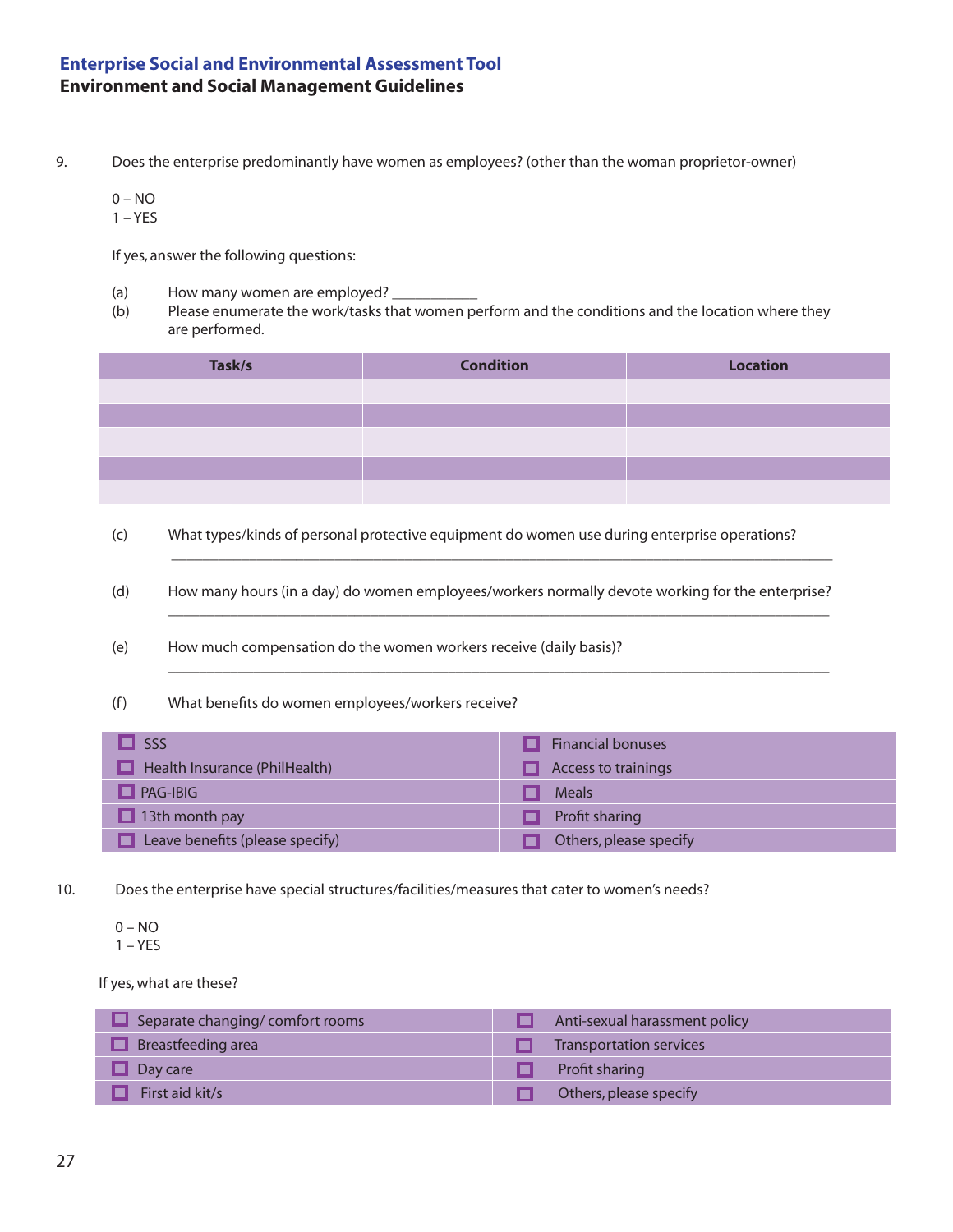9. Does the enterprise predominantly have women as employees? (other than the woman proprietor-owner)

   0 – NO
   1 – YES

   If yes, answer the following questions:

   (a) How many women are employed? ___________
   (b) Please enumerate the work/tasks that women perform and the conditions and the location where they are performed.

| Task/s | Condition | Location |
|---|---|---|
| | | |
| | | |
| | | |
| | | |
| | | |

   (c) What types/kinds of personal protective equipment do women use during enterprise operations?
   ______________________________________________________________________________

   (d) How many hours (in a day) do women employees/workers normally devote working for the enterprise?
   ______________________________________________________________________________

   (e) How much compensation do the women workers receive (daily basis)?
   ______________________________________________________________________________

   (f) What benefits do women employees/workers receive?

| | |
|---|---|
| ☐ SSS | ☐ Financial bonuses |
| ☐ Health Insurance (PhilHealth) | ☐ Access to trainings |
| ☐ PAG-IBIG | ☐ Meals |
| ☐ 13th month pay | ☐ Profit sharing |
| ☐ Leave benefits (please specify) | ☐ Others, please specify |

10. Does the enterprise have special structures/facilities/measures that cater to women's needs?

   0 – NO
   1 – YES

   If yes, what are these?

| | |
|---|---|
| ☐ Separate changing/ comfort rooms | ☐ Anti-sexual harassment policy |
| ☐ Breastfeeding area | ☐ Transportation services |
| ☐ Day care | ☐ Profit sharing |
| ☐ First aid kit/s | ☐ Others, please specify |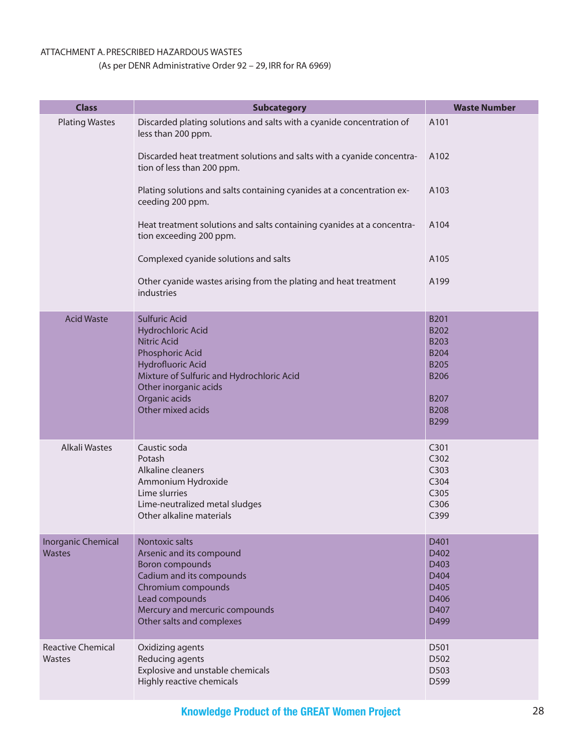ATTACHMENT A. PRESCRIBED HAZARDOUS WASTES

(As per DENR Administrative Order 92 – 29, IRR for RA 6969)

| Class | Subcategory | Waste Number |
|---|---|---|
| Plating Wastes | Discarded plating solutions and salts with a cyanide concentration of less than 200 ppm. | A101 |
| | Discarded heat treatment solutions and salts with a cyanide concentration of less than 200 ppm. | A102 |
| | Plating solutions and salts containing cyanides at a concentration exceeding 200 ppm. | A103 |
| | Heat treatment solutions and salts containing cyanides at a concentration exceeding 200 ppm. | A104 |
| | Complexed cyanide solutions and salts | A105 |
| | Other cyanide wastes arising from the plating and heat treatment industries | A199 |
| Acid Waste | Sulfuric Acid | B201 |
| | Hydrochloric Acid | B202 |
| | Nitric Acid | B203 |
| | Phosphoric Acid | B204 |
| | Hydrofluoric Acid | B205 |
| | Mixture of Sulfuric and Hydrochloric Acid | B206 |
| | Other inorganic acids | |
| | Organic acids | B207 |
| | Other mixed acids | B208 |
| | | B299 |
| Alkali Wastes | Caustic soda | C301 |
| | Potash | C302 |
| | Alkaline cleaners | C303 |
| | Ammonium Hydroxide | C304 |
| | Lime slurries | C305 |
| | Lime-neutralized metal sludges | C306 |
| | Other alkaline materials | C399 |
| Inorganic Chemical Wastes | Nontoxic salts | D401 |
| | Arsenic and its compound | D402 |
| | Boron compounds | D403 |
| | Cadium and its compounds | D404 |
| | Chromium compounds | D405 |
| | Lead compounds | D406 |
| | Mercury and mercuric compounds | D407 |
| | Other salts and complexes | D499 |
| Reactive Chemical Wastes | Oxidizing agents | D501 |
| | Reducing agents | D502 |
| | Explosive and unstable chemicals | D503 |
| | Highly reactive chemicals | D599 |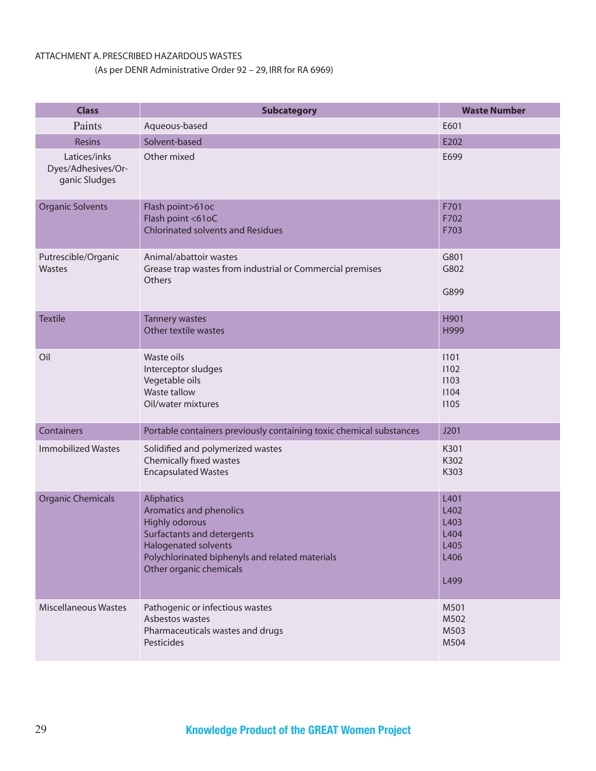ATTACHMENT A. PRESCRIBED HAZARDOUS WASTES

(As per DENR Administrative Order 92 – 29, IRR for RA 6969)

| Class | Subcategory | Waste Number |
|---|---|---|
| Paints | Aqueous-based | E601 |
| Resins | Solvent-based | E202 |
| Latices/inks Dyes/Adhesives/Organic Sludges | Other mixed | E699 |
| Organic Solvents | Flash point>61oc<br>Flash point <61oC<br>Chlorinated solvents and Residues | F701<br>F702<br>F703 |
| Putrescible/Organic Wastes | Animal/abattoir wastes<br>Grease trap wastes from industrial or Commercial premises<br>Others | G801<br>G802<br>G899 |
| Textile | Tannery wastes<br>Other textile wastes | H901<br>H999 |
| Oil | Waste oils<br>Interceptor sludges<br>Vegetable oils<br>Waste tallow<br>Oil/water mixtures | I101<br>I102<br>I103<br>I104<br>I105 |
| Containers | Portable containers previously containing toxic chemical substances | J201 |
| Immobilized Wastes | Solidified and polymerized wastes<br>Chemically fixed wastes<br>Encapsulated Wastes | K301<br>K302<br>K303 |
| Organic Chemicals | Aliphatics<br>Aromatics and phenolics<br>Highly odorous<br>Surfactants and detergents<br>Halogenated solvents<br>Polychlorinated biphenyls and related materials<br>Other organic chemicals | L401<br>L402<br>L403<br>L404<br>L405<br>L406<br>L499 |
| Miscellaneous Wastes | Pathogenic or infectious wastes<br>Asbestos wastes<br>Pharmaceuticals wastes and drugs<br>Pesticides | M501<br>M502<br>M503<br>M504 |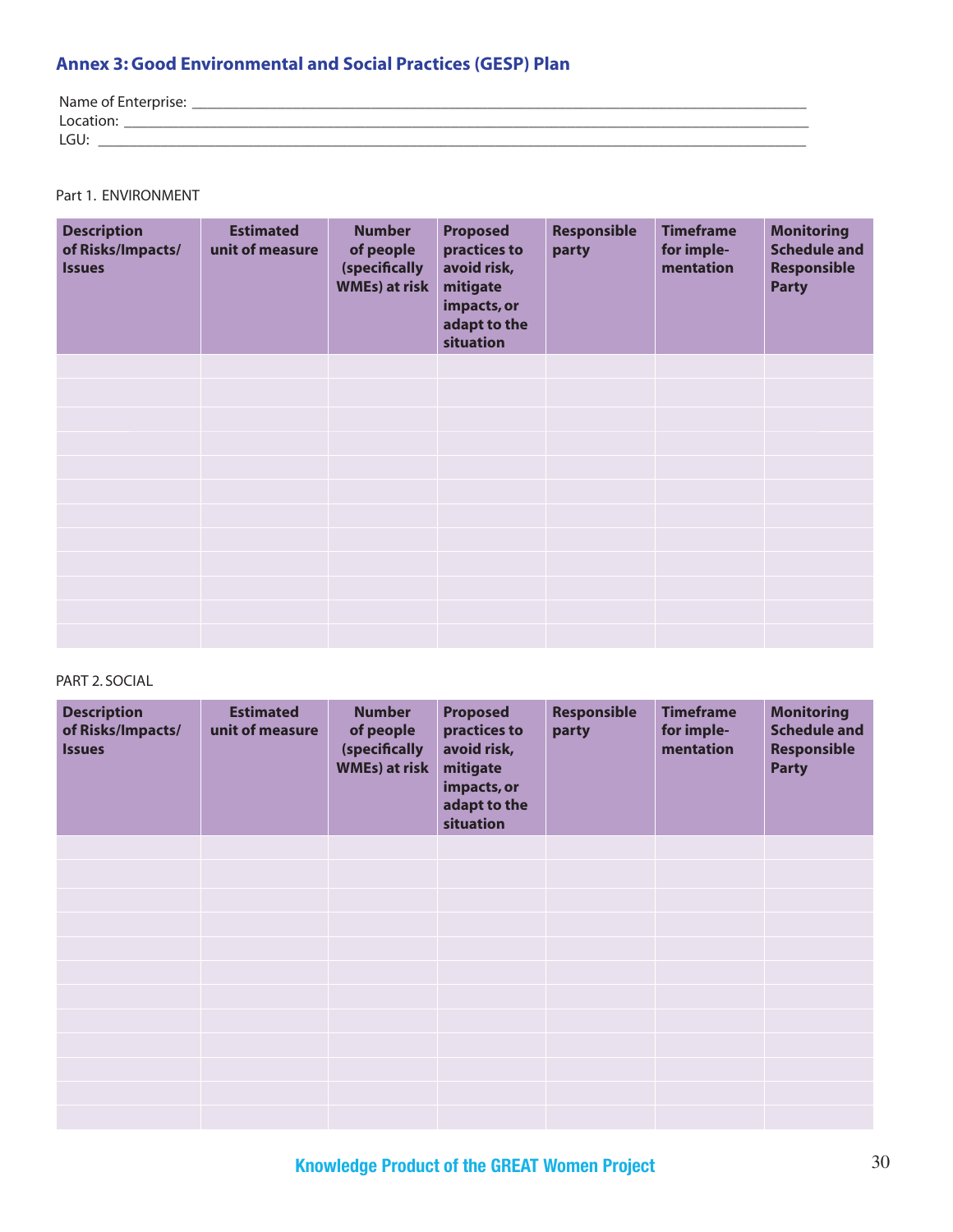## Annex 3: Good Environmental and Social Practices (GESP) Plan

Name of Enterprise: ___________________________________________________________________________

Location: ____________________________________________________________________________________

LGU: ________________________________________________________________________________________

Part 1. ENVIRONMENT

| Description of Risks/Impacts/ Issues | Estimated unit of measure | Number of people (specifically WMEs) at risk | Proposed practices to avoid risk, mitigate impacts, or adapt to the situation | Responsible party | Timeframe for imple-mentation | Monitoring Schedule and Responsible Party |
|---|---|---|---|---|---|---|
| | | | | | | |
| | | | | | | |
| | | | | | | |
| | | | | | | |
| | | | | | | |
| | | | | | | |
| | | | | | | |
| | | | | | | |
| | | | | | | |
| | | | | | | |
| | | | | | | |
| | | | | | | |

PART 2. SOCIAL

| Description of Risks/Impacts/ Issues | Estimated unit of measure | Number of people (specifically WMEs) at risk | Proposed practices to avoid risk, mitigate impacts, or adapt to the situation | Responsible party | Timeframe for imple-mentation | Monitoring Schedule and Responsible Party |
|---|---|---|---|---|---|---|
| | | | | | | |
| | | | | | | |
| | | | | | | |
| | | | | | | |
| | | | | | | |
| | | | | | | |
| | | | | | | |
| | | | | | | |
| | | | | | | |
| | | | | | | |
| | | | | | | |
| | | | | | | |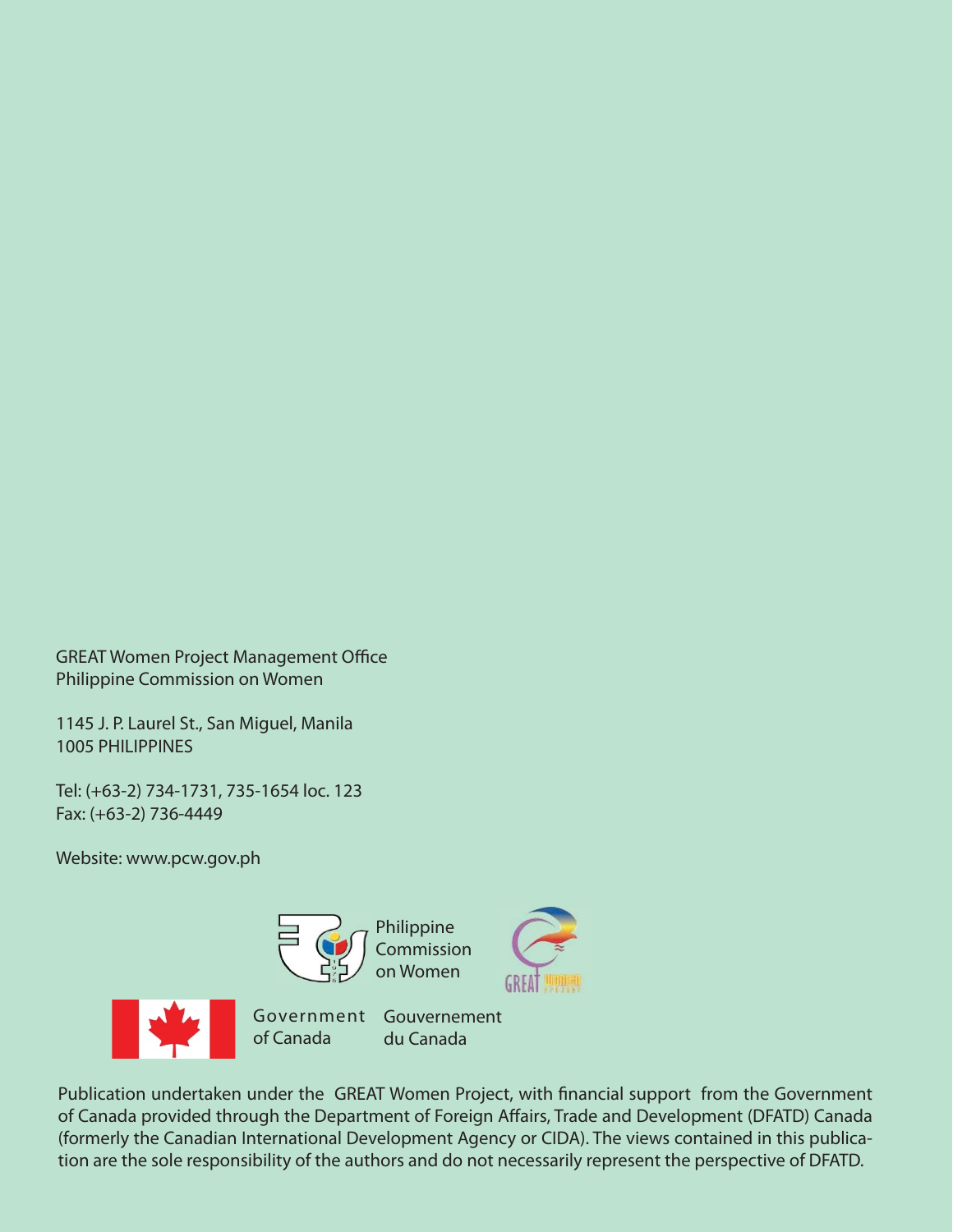GREAT Women Project Management Office
Philippine Commission on Women

1145 J. P. Laurel St., San Miguel, Manila
1005 PHILIPPINES

Tel: (+63-2) 734-1731, 735-1654 loc. 123
Fax: (+63-2) 736-4449

Website: www.pcw.gov.ph

Philippine Commission on Women

Government of Canada Gouvernement du Canada

Publication undertaken under the GREAT Women Project, with financial support from the Government of Canada provided through the Department of Foreign Affairs, Trade and Development (DFATD) Canada (formerly the Canadian International Development Agency or CIDA). The views contained in this publication are the sole responsibility of the authors and do not necessarily represent the perspective of DFATD.